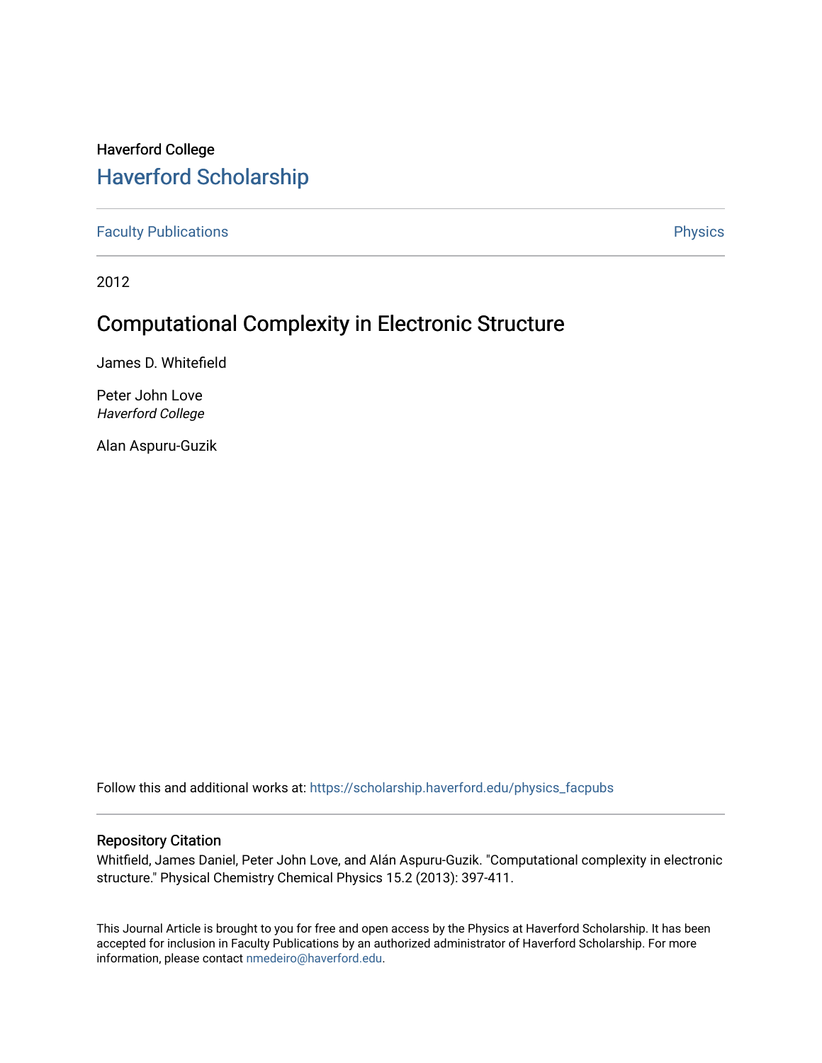Haverford College

# Haverford Scholarship

Faculty Publications

Physics

2012

## Computational Complexity in Electronic Structure

James D. Whitefield

Peter John Love
*Haverford College*

Alan Aspuru-Guzik

Follow this and additional works at: https://scholarship.haverford.edu/physics_facpubs

### Repository Citation

Whitfield, James Daniel, Peter John Love, and Alán Aspuru-Guzik. "Computational complexity in electronic structure." Physical Chemistry Chemical Physics 15.2 (2013): 397-411.

This Journal Article is brought to you for free and open access by the Physics at Haverford Scholarship. It has been accepted for inclusion in Faculty Publications by an authorized administrator of Haverford Scholarship. For more information, please contact nmedeiro@haverford.edu.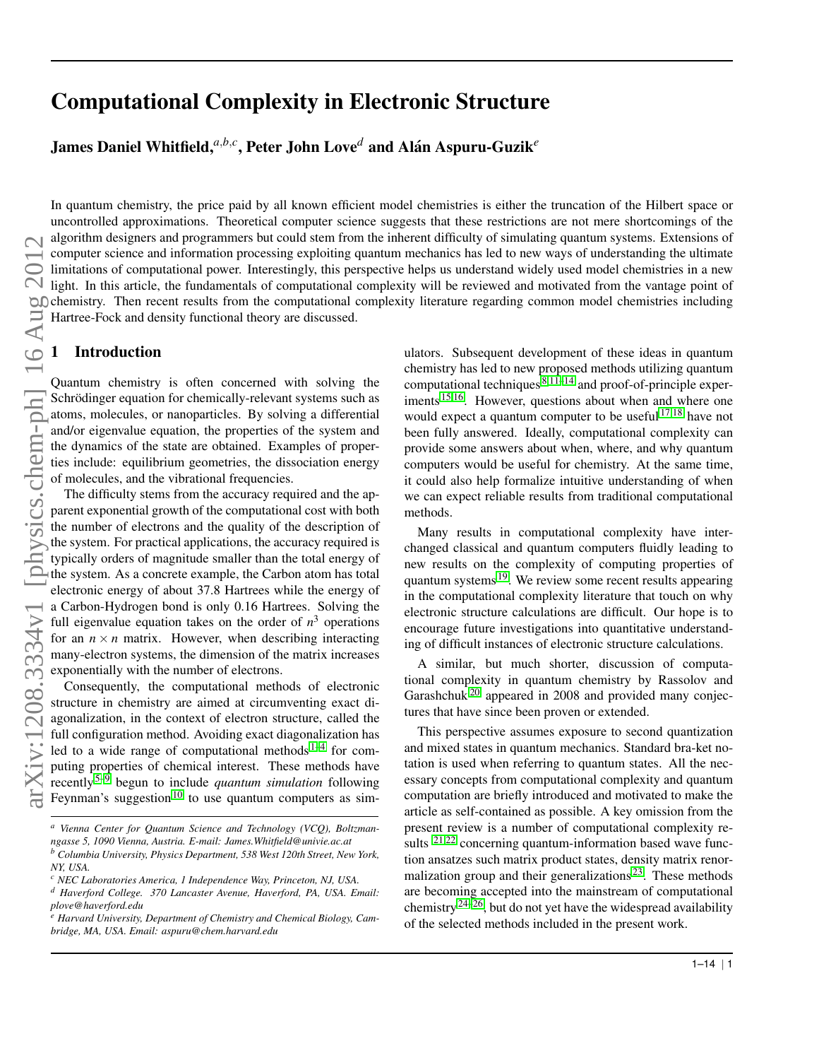# Computational Complexity in Electronic Structure

**James Daniel Whitfield,[a,b,c], Peter John Love[d] and Alán Aspuru-Guzik[e]**

In quantum chemistry, the price paid by all known efficient model chemistries is either the truncation of the Hilbert space or uncontrolled approximations. Theoretical computer science suggests that these restrictions are not mere shortcomings of the algorithm designers and programmers but could stem from the inherent difficulty of simulating quantum systems. Extensions of computer science and information processing exploiting quantum mechanics has led to new ways of understanding the ultimate limitations of computational power. Interestingly, this perspective helps us understand widely used model chemistries in a new light. In this article, the fundamentals of computational complexity will be reviewed and motivated from the vantage point of chemistry. Then recent results from the computational complexity literature regarding common model chemistries including Hartree-Fock and density functional theory are discussed.

## 1 Introduction

Quantum chemistry is often concerned with solving the Schrödinger equation for chemically-relevant systems such as atoms, molecules, or nanoparticles. By solving a differential and/or eigenvalue equation, the properties of the system and the dynamics of the state are obtained. Examples of properties include: equilibrium geometries, the dissociation energy of molecules, and the vibrational frequencies.

The difficulty stems from the accuracy required and the apparent exponential growth of the computational cost with both the number of electrons and the quality of the description of the system. For practical applications, the accuracy required is typically orders of magnitude smaller than the total energy of the system. As a concrete example, the Carbon atom has total electronic energy of about 37.8 Hartrees while the energy of a Carbon-Hydrogen bond is only 0.16 Hartrees. Solving the full eigenvalue equation takes on the order of $n^3$ operations for an $n \times n$ matrix. However, when describing interacting many-electron systems, the dimension of the matrix increases exponentially with the number of electrons.

Consequently, the computational methods of electronic structure in chemistry are aimed at circumventing exact diagonalization, in the context of electron structure, called the full configuration method. Avoiding exact diagonalization has led to a wide range of computational methods[1–4] for computing properties of chemical interest. These methods have recently[5–9] begun to include *quantum simulation* following Feynman's suggestion[10] to use quantum computers as simulators. Subsequent development of these ideas in quantum chemistry has led to new proposed methods utilizing quantum computational techniques[8,11–14] and proof-of-principle experiments[15,16]. However, questions about when and where one would expect a quantum computer to be useful[17,18] have not been fully answered. Ideally, computational complexity can provide some answers about when, where, and why quantum computers would be useful for chemistry. At the same time, it could also help formalize intuitive understanding of when we can expect reliable results from traditional computational methods.

Many results in computational complexity have interchanged classical and quantum computers fluidly leading to new results on the complexity of computing properties of quantum systems[19]. We review some recent results appearing in the computational complexity literature that touch on why electronic structure calculations are difficult. Our hope is to encourage future investigations into quantitative understanding of difficult instances of electronic structure calculations.

A similar, but much shorter, discussion of computational complexity in quantum chemistry by Rassolov and Garashchuk[20] appeared in 2008 and provided many conjectures that have since been proven or extended.

This perspective assumes exposure to second quantization and mixed states in quantum mechanics. Standard bra-ket notation is used when referring to quantum states. All the necessary concepts from computational complexity and quantum computation are briefly introduced and motivated to make the article as self-contained as possible. A key omission from the present review is a number of computational complexity results [21,22] concerning quantum-information based wave function ansatzes such matrix product states, density matrix renormalization group and their generalizations[23]. These methods are becoming accepted into the mainstream of computational chemistry[24–26], but do not yet have the widespread availability of the selected methods included in the present work.

---

[a] Vienna Center for Quantum Science and Technology (VCQ), Boltzmanngasse 5, 1090 Vienna, Austria. E-mail: James.Whitfield@univie.ac.at

[b] Columbia University, Physics Department, 538 West 120th Street, New York, NY, USA.

[c] NEC Laboratories America, 1 Independence Way, Princeton, NJ, USA.

[d] Haverford College. 370 Lancaster Avenue, Haverford, PA, USA. Email: plove@haverford.edu

[e] Harvard University, Department of Chemistry and Chemical Biology, Cambridge, MA, USA. Email: aspuru@chem.harvard.edu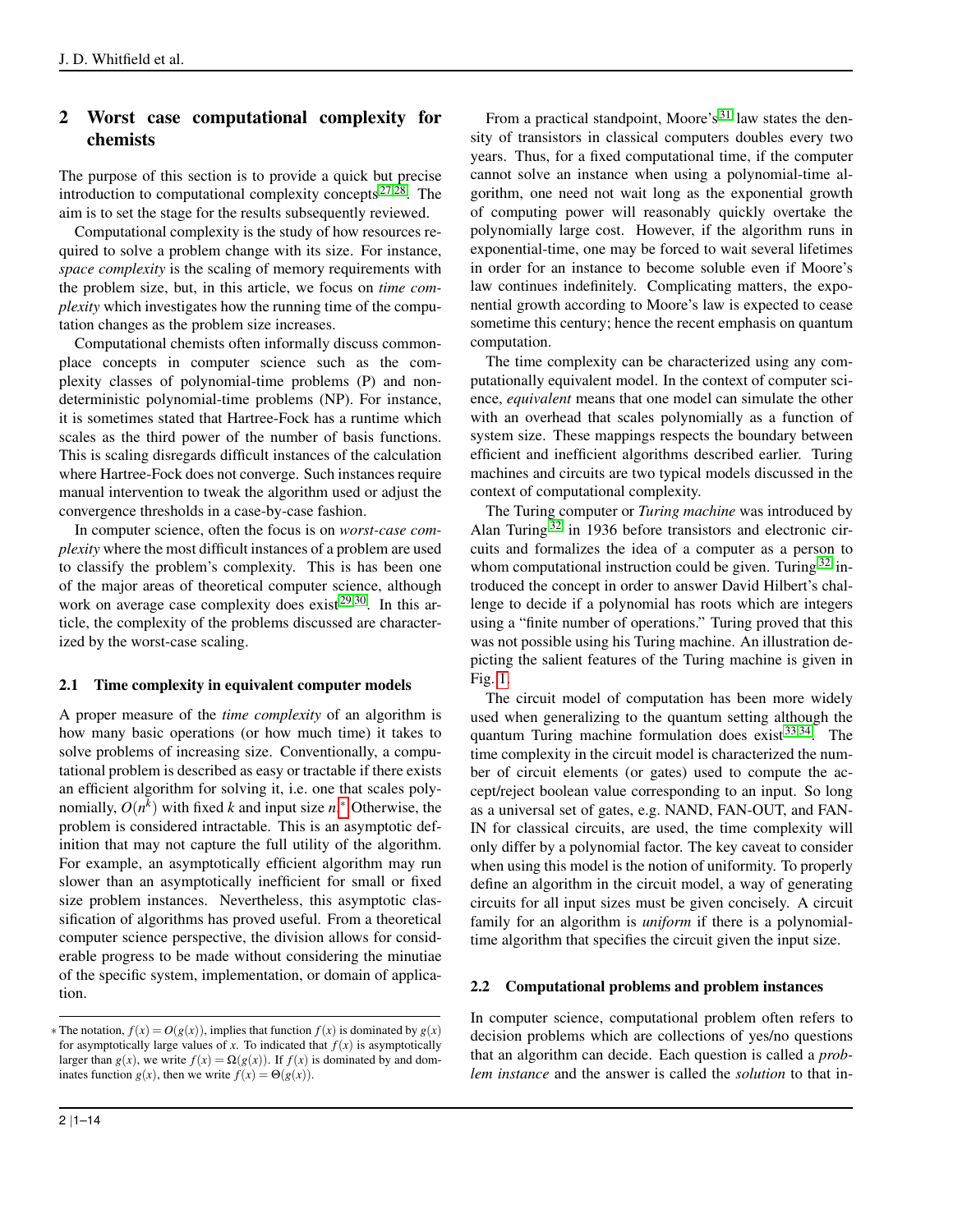## 2 Worst case computational complexity for chemists

The purpose of this section is to provide a quick but precise introduction to computational complexity concepts[27,28]. The aim is to set the stage for the results subsequently reviewed.

Computational complexity is the study of how resources required to solve a problem change with its size. For instance, *space complexity* is the scaling of memory requirements with the problem size, but, in this article, we focus on *time complexity* which investigates how the running time of the computation changes as the problem size increases.

Computational chemists often informally discuss commonplace concepts in computer science such as the complexity classes of polynomial-time problems (P) and nondeterministic polynomial-time problems (NP). For instance, it is sometimes stated that Hartree-Fock has a runtime which scales as the third power of the number of basis functions. This is scaling disregards difficult instances of the calculation where Hartree-Fock does not converge. Such instances require manual intervention to tweak the algorithm used or adjust the convergence thresholds in a case-by-case fashion.

In computer science, often the focus is on *worst-case complexity* where the most difficult instances of a problem are used to classify the problem's complexity. This is has been one of the major areas of theoretical computer science, although work on average case complexity does exist[29,30]. In this article, the complexity of the problems discussed are characterized by the worst-case scaling.

### 2.1 Time complexity in equivalent computer models

A proper measure of the *time complexity* of an algorithm is how many basic operations (or how much time) it takes to solve problems of increasing size. Conventionally, a computational problem is described as easy or tractable if there exists an efficient algorithm for solving it, i.e. one that scales polynomially, $O(n^k)$ with fixed $k$ and input size $n$.* Otherwise, the problem is considered intractable. This is an asymptotic definition that may not capture the full utility of the algorithm. For example, an asymptotically efficient algorithm may run slower than an asymptotically inefficient for small or fixed size problem instances. Nevertheless, this asymptotic classification of algorithms has proved useful. From a theoretical computer science perspective, the division allows for considerable progress to be made without considering the minutiae of the specific system, implementation, or domain of application.

From a practical standpoint, Moore's[31] law states the density of transistors in classical computers doubles every two years. Thus, for a fixed computational time, if the computer cannot solve an instance when using a polynomial-time algorithm, one need not wait long as the exponential growth of computing power will reasonably quickly overtake the polynomially large cost. However, if the algorithm runs in exponential-time, one may be forced to wait several lifetimes in order for an instance to become soluble even if Moore's law continues indefinitely. Complicating matters, the exponential growth according to Moore's law is expected to cease sometime this century; hence the recent emphasis on quantum computation.

The time complexity can be characterized using any computationally equivalent model. In the context of computer science, *equivalent* means that one model can simulate the other with an overhead that scales polynomially as a function of system size. These mappings respects the boundary between efficient and inefficient algorithms described earlier. Turing machines and circuits are two typical models discussed in the context of computational complexity.

The Turing computer or *Turing machine* was introduced by Alan Turing[32] in 1936 before transistors and electronic circuits and formalizes the idea of a computer as a person to whom computational instruction could be given. Turing[32] introduced the concept in order to answer David Hilbert's challenge to decide if a polynomial has roots which are integers using a "finite number of operations." Turing proved that this was not possible using his Turing machine. An illustration depicting the salient features of the Turing machine is given in Fig. 1.

The circuit model of computation has been more widely used when generalizing to the quantum setting although the quantum Turing machine formulation does exist[33,34]. The time complexity in the circuit model is characterized the number of circuit elements (or gates) used to compute the accept/reject boolean value corresponding to an input. So long as a universal set of gates, e.g. NAND, FAN-OUT, and FAN-IN for classical circuits, are used, the time complexity will only differ by a polynomial factor. The key caveat to consider when using this model is the notion of uniformity. To properly define an algorithm in the circuit model, a way of generating circuits for all input sizes must be given concisely. A circuit family for an algorithm is *uniform* if there is a polynomial-time algorithm that specifies the circuit given the input size.

### 2.2 Computational problems and problem instances

In computer science, computational problem often refers to decision problems which are collections of yes/no questions that an algorithm can decide. Each question is called a *problem instance* and the answer is called the *solution* to that in-

---

* The notation, $f(x) = O(g(x))$, implies that function $f(x)$ is dominated by $g(x)$ for asymptotically large values of $x$. To indicated that $f(x)$ is asymptotically larger than $g(x)$, we write $f(x) = \Omega(g(x))$. If $f(x)$ is dominated by and dominates function $g(x)$, then we write $f(x) = \Theta(g(x))$.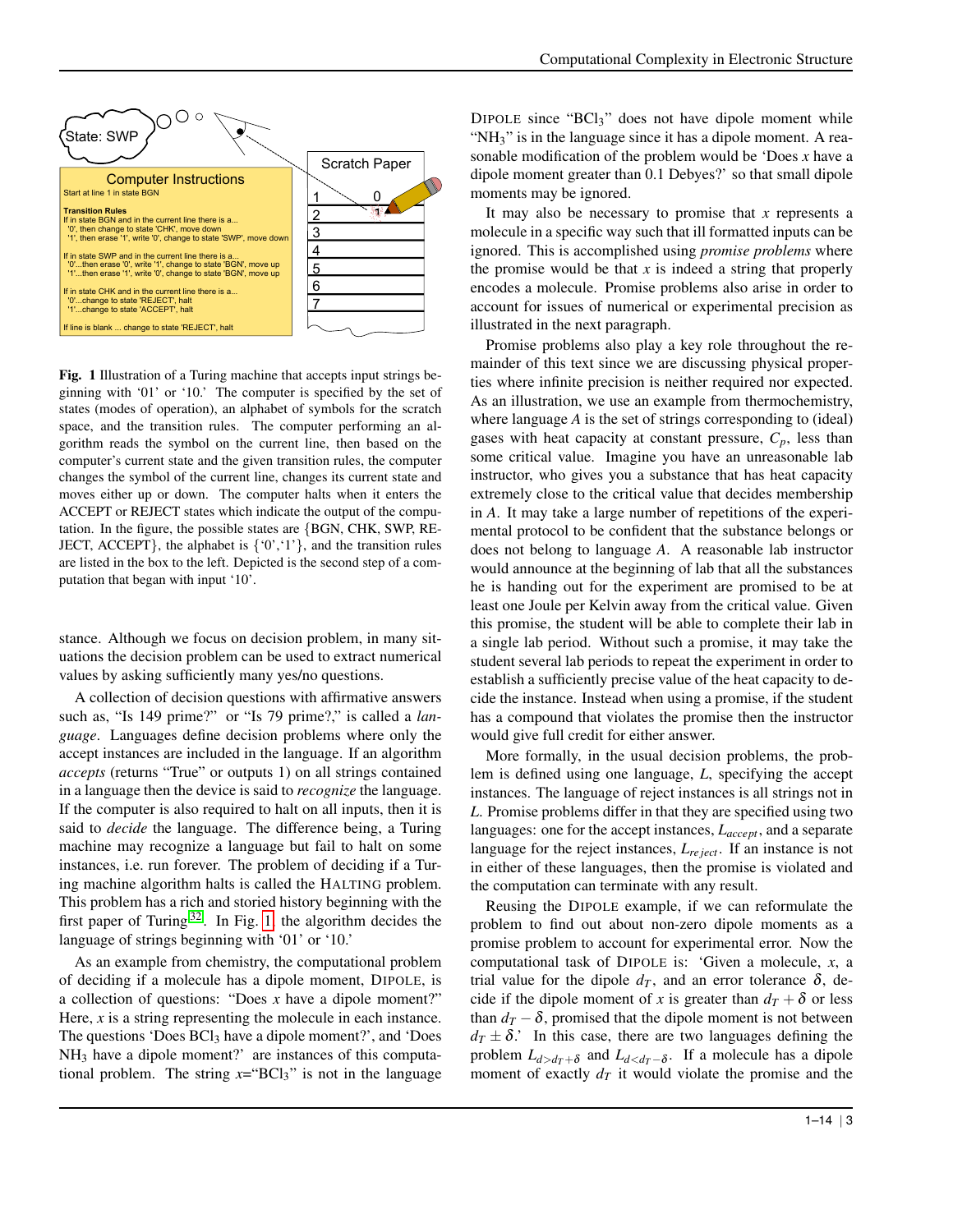**Fig. 1** Illustration of a Turing machine that accepts input strings beginning with '01' or '10.' The computer is specified by the set of states (modes of operation), an alphabet of symbols for the scratch space, and the transition rules. The computer performing an algorithm reads the symbol on the current line, then based on the computer's current state and the given transition rules, the computer changes the symbol of the current line, changes its current state and moves either up or down. The computer halts when it enters the ACCEPT or REJECT states which indicate the output of the computation. In the figure, the possible states are {BGN, CHK, SWP, REJECT, ACCEPT}, the alphabet is {'0','1'}, and the transition rules are listed in the box to the left. Depicted is the second step of a computation that began with input '10'.

stance. Although we focus on decision problem, in many situations the decision problem can be used to extract numerical values by asking sufficiently many yes/no questions.

A collection of decision questions with affirmative answers such as, "Is 149 prime?" or "Is 79 prime?," is called a *language*. Languages define decision problems where only the accept instances are included in the language. If an algorithm *accepts* (returns "True" or outputs 1) on all strings contained in a language then the device is said to *recognize* the language. If the computer is also required to halt on all inputs, then it is said to *decide* the language. The difference being, a Turing machine may recognize a language but fail to halt on some instances, i.e. run forever. The problem of deciding if a Turing machine algorithm halts is called the HALTING problem. This problem has a rich and storied history beginning with the first paper of Turing[32]. In Fig. 1, the algorithm decides the language of strings beginning with '01' or '10.'

As an example from chemistry, the computational problem of deciding if a molecule has a dipole moment, DIPOLE, is a collection of questions: "Does $x$ have a dipole moment?" Here, $x$ is a string representing the molecule in each instance. The questions 'Does $BCl_3$ have a dipole moment?', and 'Does $NH_3$ have a dipole moment?' are instances of this computational problem. The string $x$="$BCl_3$" is not in the language DIPOLE since "$BCl_3$" does not have dipole moment while "$NH_3$" is in the language since it has a dipole moment. A reasonable modification of the problem would be 'Does $x$ have a dipole moment greater than 0.1 Debyes?' so that small dipole moments may be ignored.

It may also be necessary to promise that $x$ represents a molecule in a specific way such that ill formatted inputs can be ignored. This is accomplished using *promise problems* where the promise would be that $x$ is indeed a string that properly encodes a molecule. Promise problems also arise in order to account for issues of numerical or experimental precision as illustrated in the next paragraph.

Promise problems also play a key role throughout the remainder of this text since we are discussing physical properties where infinite precision is neither required nor expected. As an illustration, we use an example from thermochemistry, where language $A$ is the set of strings corresponding to (ideal) gases with heat capacity at constant pressure, $C_p$, less than some critical value. Imagine you have an unreasonable lab instructor, who gives you a substance that has heat capacity extremely close to the critical value that decides membership in $A$. It may take a large number of repetitions of the experimental protocol to be confident that the substance belongs or does not belong to language $A$. A reasonable lab instructor would announce at the beginning of lab that all the substances he is handing out for the experiment are promised to be at least one Joule per Kelvin away from the critical value. Given this promise, the student will be able to complete their lab in a single lab period. Without such a promise, it may take the student several lab periods to repeat the experiment in order to establish a sufficiently precise value of the heat capacity to decide the instance. Instead when using a promise, if the student has a compound that violates the promise then the instructor would give full credit for either answer.

More formally, in the usual decision problems, the problem is defined using one language, $L$, specifying the accept instances. The language of reject instances is all strings not in $L$. Promise problems differ in that they are specified using two languages: one for the accept instances, $L_{accept}$, and a separate language for the reject instances, $L_{reject}$. If an instance is not in either of these languages, then the promise is violated and the computation can terminate with any result.

Reusing the DIPOLE example, if we can reformulate the problem to find out about non-zero dipole moments as a promise problem to account for experimental error. Now the computational task of DIPOLE is: 'Given a molecule, $x$, a trial value for the dipole $d_T$, and an error tolerance $\delta$, decide if the dipole moment of $x$ is greater than $d_T + \delta$ or less than $d_T - \delta$, promised that the dipole moment is not between $d_T \pm \delta$.' In this case, there are two languages defining the problem $L_{d>d_T+\delta}$ and $L_{d<d_T-\delta}$. If a molecule has a dipole moment of exactly $d_T$ it would violate the promise and the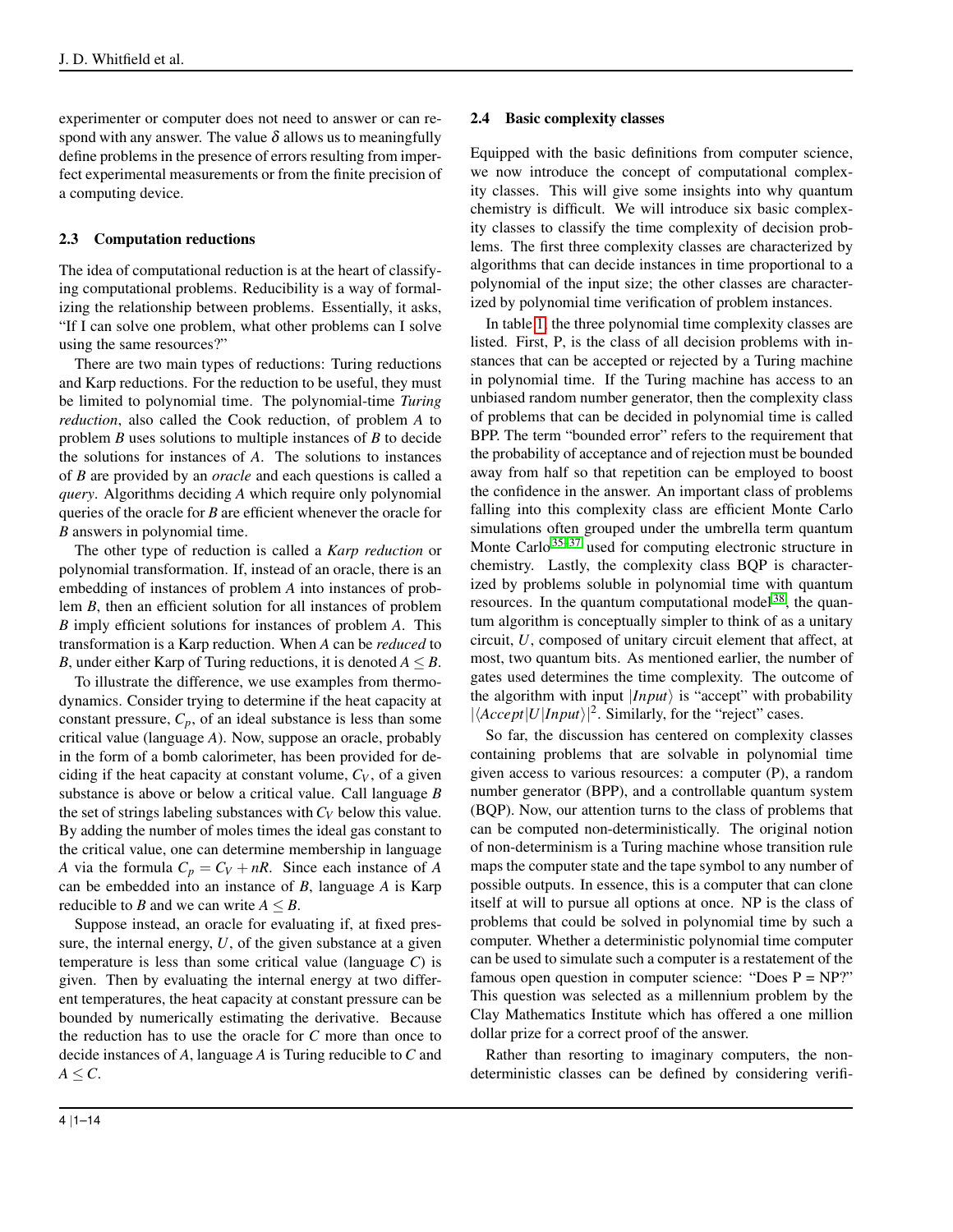experimenter or computer does not need to answer or can respond with any answer. The value $\delta$ allows us to meaningfully define problems in the presence of errors resulting from imperfect experimental measurements or from the finite precision of a computing device.

### 2.3 Computation reductions

The idea of computational reduction is at the heart of classifying computational problems. Reducibility is a way of formalizing the relationship between problems. Essentially, it asks, "If I can solve one problem, what other problems can I solve using the same resources?"

There are two main types of reductions: Turing reductions and Karp reductions. For the reduction to be useful, they must be limited to polynomial time. The polynomial-time *Turing reduction*, also called the Cook reduction, of problem $A$ to problem $B$ uses solutions to multiple instances of $B$ to decide the solutions for instances of $A$. The solutions to instances of $B$ are provided by an *oracle* and each questions is called a *query*. Algorithms deciding $A$ which require only polynomial queries of the oracle for $B$ are efficient whenever the oracle for $B$ answers in polynomial time.

The other type of reduction is called a *Karp reduction* or polynomial transformation. If, instead of an oracle, there is an embedding of instances of problem $A$ into instances of problem $B$, then an efficient solution for all instances of problem $B$ imply efficient solutions for instances of problem $A$. This transformation is a Karp reduction. When $A$ can be *reduced* to $B$, under either Karp of Turing reductions, it is denoted $A \leq B$.

To illustrate the difference, we use examples from thermodynamics. Consider trying to determine if the heat capacity at constant pressure, $C_p$, of an ideal substance is less than some critical value (language $A$). Now, suppose an oracle, probably in the form of a bomb calorimeter, has been provided for deciding if the heat capacity at constant volume, $C_V$, of a given substance is above or below a critical value. Call language $B$ the set of strings labeling substances with $C_V$ below this value. By adding the number of moles times the ideal gas constant to the critical value, one can determine membership in language $A$ via the formula $C_p = C_V + nR$. Since each instance of $A$ can be embedded into an instance of $B$, language $A$ is Karp reducible to $B$ and we can write $A \leq B$.

Suppose instead, an oracle for evaluating if, at fixed pressure, the internal energy, $U$, of the given substance at a given temperature is less than some critical value (language $C$) is given. Then by evaluating the internal energy at two different temperatures, the heat capacity at constant pressure can be bounded by numerically estimating the derivative. Because the reduction has to use the oracle for $C$ more than once to decide instances of $A$, language $A$ is Turing reducible to $C$ and $A \leq C$.

### 2.4 Basic complexity classes

Equipped with the basic definitions from computer science, we now introduce the concept of computational complexity classes. This will give some insights into why quantum chemistry is difficult. We will introduce six basic complexity classes to classify the time complexity of decision problems. The first three complexity classes are characterized by algorithms that can decide instances in time proportional to a polynomial of the input size; the other classes are characterized by polynomial time verification of problem instances.

In table 1, the three polynomial time complexity classes are listed. First, P, is the class of all decision problems with instances that can be accepted or rejected by a Turing machine in polynomial time. If the Turing machine has access to an unbiased random number generator, then the complexity class of problems that can be decided in polynomial time is called BPP. The term "bounded error" refers to the requirement that the probability of acceptance and of rejection must be bounded away from half so that repetition can be employed to boost the confidence in the answer. An important class of problems falling into this complexity class are efficient Monte Carlo simulations often grouped under the umbrella term quantum Monte Carlo[35–37] used for computing electronic structure in chemistry. Lastly, the complexity class BQP is characterized by problems soluble in polynomial time with quantum resources. In the quantum computational model[38], the quantum algorithm is conceptually simpler to think of as a unitary circuit, $U$, composed of unitary circuit element that affect, at most, two quantum bits. As mentioned earlier, the number of gates used determines the time complexity. The outcome of the algorithm with input $|Input\rangle$ is "accept" with probability $|\langle Accept|U|Input\rangle|^2$. Similarly, for the "reject" cases.

So far, the discussion has centered on complexity classes containing problems that are solvable in polynomial time given access to various resources: a computer (P), a random number generator (BPP), and a controllable quantum system (BQP). Now, our attention turns to the class of problems that can be computed non-deterministically. The original notion of non-determinism is a Turing machine whose transition rule maps the computer state and the tape symbol to any number of possible outputs. In essence, this is a computer that can clone itself at will to pursue all options at once. NP is the class of problems that could be solved in polynomial time by such a computer. Whether a deterministic polynomial time computer can be used to simulate such a computer is a restatement of the famous open question in computer science: "Does P = NP?" This question was selected as a millennium problem by the Clay Mathematics Institute which has offered a one million dollar prize for a correct proof of the answer.

Rather than resorting to imaginary computers, the non-deterministic classes can be defined by considering verifi-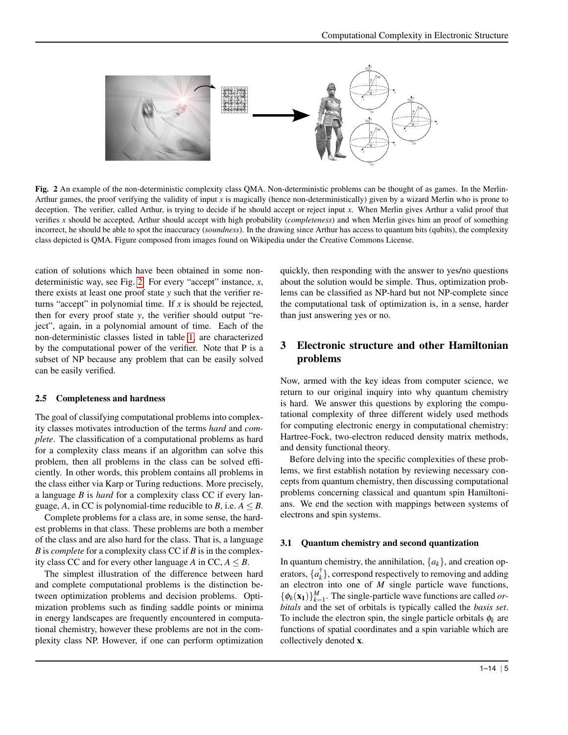Fig. 2 An example of the non-deterministic complexity class QMA. Non-deterministic problems can be thought of as games. In the Merlin-Arthur games, the proof verifying the validity of input $x$ is magically (hence non-deterministically) given by a wizard Merlin who is prone to deception. The verifier, called Arthur, is trying to decide if he should accept or reject input $x$. When Merlin gives Arthur a valid proof that verifies $x$ should be accepted, Arthur should accept with high probability (*completeness*) and when Merlin gives him an proof of something incorrect, he should be able to spot the inaccuracy (*soundness*). In the drawing since Arthur has access to quantum bits (qubits), the complexity class depicted is QMA. Figure composed from images found on Wikipedia under the Creative Commons License.

cation of solutions which have been obtained in some non-deterministic way, see Fig. 2. For every "accept" instance, $x$, there exists at least one proof state $y$ such that the verifier returns "accept" in polynomial time. If $x$ is should be rejected, then for every proof state $y$, the verifier should output "reject", again, in a polynomial amount of time. Each of the non-deterministic classes listed in table 1, are characterized by the computational power of the verifier. Note that P is a subset of NP because any problem that can be easily solved can be easily verified.

### 2.5 Completeness and hardness

The goal of classifying computational problems into complexity classes motivates introduction of the terms *hard* and *complete*. The classification of a computational problems as hard for a complexity class means if an algorithm can solve this problem, then all problems in the class can be solved efficiently. In other words, this problem contains all problems in the class either via Karp or Turing reductions. More precisely, a language $B$ is *hard* for a complexity class CC if every language, $A$, in CC is polynomial-time reducible to $B$, i.e. $A \leq B$.

Complete problems for a class are, in some sense, the hardest problems in that class. These problems are both a member of the class and are also hard for the class. That is, a language $B$ is *complete* for a complexity class CC if $B$ is in the complexity class CC and for every other language $A$ in CC, $A \leq B$.

The simplest illustration of the difference between hard and complete computational problems is the distinction between optimization problems and decision problems. Optimization problems such as finding saddle points or minima in energy landscapes are frequently encountered in computational chemistry, however these problems are not in the complexity class NP. However, if one can perform optimization quickly, then responding with the answer to yes/no questions about the solution would be simple. Thus, optimization problems can be classified as NP-hard but not NP-complete since the computational task of optimization is, in a sense, harder than just answering yes or no.

## 3 Electronic structure and other Hamiltonian problems

Now, armed with the key ideas from computer science, we return to our original inquiry into why quantum chemistry is hard. We answer this questions by exploring the computational complexity of three different widely used methods for computing electronic energy in computational chemistry: Hartree-Fock, two-electron reduced density matrix methods, and density functional theory.

Before delving into the specific complexities of these problems, we first establish notation by reviewing necessary concepts from quantum chemistry, then discussing computational problems concerning classical and quantum spin Hamiltonians. We end the section with mappings between systems of electrons and spin systems.

### 3.1 Quantum chemistry and second quantization

In quantum chemistry, the annihilation, $\{a_k\}$, and creation operators, $\{a_k^\dagger\}$, correspond respectively to removing and adding an electron into one of $M$ single particle wave functions, $\{\phi_k(\mathbf{x_1})\}_{k=1}^M$. The single-particle wave functions are called *orbitals* and the set of orbitals is typically called the *basis set*. To include the electron spin, the single particle orbitals $\phi_k$ are functions of spatial coordinates and a spin variable which are collectively denoted $\mathbf{x}$.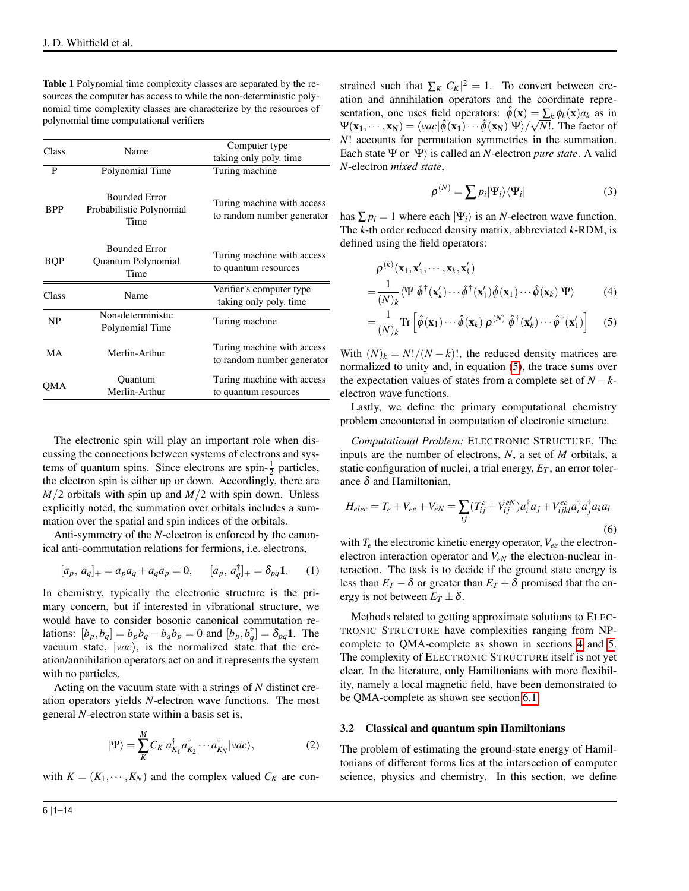**Table 1** Polynomial time complexity classes are separated by the resources the computer has access to while the non-deterministic polynomial time complexity classes are characterize by the resources of polynomial time computational verifiers

| Class | Name | Computer type taking only poly. time |
|---|---|---|
| P | Polynomial Time | Turing machine |
| BPP | Bounded Error Probabilistic Polynomial Time | Turing machine with access to random number generator |
| BQP | Bounded Error Quantum Polynomial Time | Turing machine with access to quantum resources |
| **Class** | **Name** | **Verifier's computer type taking only poly. time** |
| NP | Non-deterministic Polynomial Time | Turing machine |
| MA | Merlin-Arthur | Turing machine with access to random number generator |
| QMA | Quantum Merlin-Arthur | Turing machine with access to quantum resources |

The electronic spin will play an important role when discussing the connections between systems of electrons and systems of quantum spins. Since electrons are spin-$\frac{1}{2}$ particles, the electron spin is either up or down. Accordingly, there are $M/2$ orbitals with spin up and $M/2$ with spin down. Unless explicitly noted, the summation over orbitals includes a summation over the spatial and spin indices of the orbitals.

Anti-symmetry of the $N$-electron is enforced by the canonical anti-commutation relations for fermions, i.e. electrons,

$$[a_p,\, a_q]_+ = a_p a_q + a_q a_p = 0, \qquad [a_p,\, a_q^\dagger]_+ = \delta_{pq}\mathbf{1}. \qquad (1)$$

In chemistry, typically the electronic structure is the primary concern, but if interested in vibrational structure, we would have to consider bosonic canonical commutation relations: $[b_p, b_q] = b_p b_q - b_q b_p = 0$ and $[b_p, b_q^\dagger] = \delta_{pq}\mathbf{1}$. The vacuum state, $|vac\rangle$, is the normalized state that the creation/annihilation operators act on and it represents the system with no particles.

Acting on the vacuum state with a strings of $N$ distinct creation operators yields $N$-electron wave functions. The most general $N$-electron state within a basis set is,

$$|\Psi\rangle = \sum_K^M C_K\, a_{K_1}^\dagger a_{K_2}^\dagger \cdots a_{K_N}^\dagger |vac\rangle, \qquad (2)$$

with $K = (K_1, \cdots, K_N)$ and the complex valued $C_K$ are constrained such that $\sum_K |C_K|^2 = 1$. To convert between creation and annihilation operators and the coordinate representation, one uses field operators: $\hat{\phi}(\mathbf{x}) = \sum_k \phi_k(\mathbf{x}) a_k$ as in $\Psi(\mathbf{x_1}, \cdots, \mathbf{x_N}) = \langle vac|\hat{\phi}(\mathbf{x_1}) \cdots \hat{\phi}(\mathbf{x_N})|\Psi\rangle/\sqrt{N!}$. The factor of $N!$ accounts for permutation symmetries in the summation. Each state $\Psi$ or $|\Psi\rangle$ is called an $N$-electron *pure state*. A valid $N$-electron *mixed state*,

$$\rho^{(N)} = \sum p_i |\Psi_i\rangle\langle\Psi_i| \qquad (3)$$

has $\sum p_i = 1$ where each $|\Psi_i\rangle$ is an $N$-electron wave function. The $k$-th order reduced density matrix, abbreviated $k$-RDM, is defined using the field operators:

$$\rho^{(k)}(\mathbf{x}_1, \mathbf{x}_1', \cdots, \mathbf{x}_k, \mathbf{x}_k')$$
$$= \frac{1}{(N)_k} \langle\Psi|\hat{\phi}^\dagger(\mathbf{x}_k') \cdots \hat{\phi}^\dagger(\mathbf{x}_1')\hat{\phi}(\mathbf{x}_1) \cdots \hat{\phi}(\mathbf{x}_k)|\Psi\rangle \qquad (4)$$
$$= \frac{1}{(N)_k} \mathrm{Tr}\left[\hat{\phi}(\mathbf{x}_1) \cdots \hat{\phi}(\mathbf{x}_k)\, \rho^{(N)}\, \hat{\phi}^\dagger(\mathbf{x}_k') \cdots \hat{\phi}^\dagger(\mathbf{x}_1')\right] \qquad (5)$$

With $(N)_k = N!/(N-k)!$, the reduced density matrices are normalized to unity and, in equation (5), the trace sums over the expectation values of states from a complete set of $N-k$-electron wave functions.

Lastly, we define the primary computational chemistry problem encountered in computation of electronic structure.

*Computational Problem:* ELECTRONIC STRUCTURE. The inputs are the number of electrons, $N$, a set of $M$ orbitals, a static configuration of nuclei, a trial energy, $E_T$, an error tolerance $\delta$ and Hamiltonian,

$$H_{elec} = T_e + V_{ee} + V_{eN} = \sum_{ij} (T_{ij}^e + V_{ij}^{eN}) a_i^\dagger a_j + V_{ijkl}^{ee} a_i^\dagger a_j^\dagger a_k a_l \qquad (6)$$

with $T_e$ the electronic kinetic energy operator, $V_{ee}$ the electron-electron interaction operator and $V_{eN}$ the electron-nuclear interaction. The task is to decide if the ground state energy is less than $E_T - \delta$ or greater than $E_T + \delta$ promised that the energy is not between $E_T \pm \delta$.

Methods related to getting approximate solutions to ELECTRONIC STRUCTURE have complexities ranging from NP-complete to QMA-complete as shown in sections 4 and 5. The complexity of ELECTRONIC STRUCTURE itself is not yet clear. In the literature, only Hamiltonians with more flexibility, namely a local magnetic field, have been demonstrated to be QMA-complete as shown see section 6.1.

### 3.2 Classical and quantum spin Hamiltonians

The problem of estimating the ground-state energy of Hamiltonians of different forms lies at the intersection of computer science, physics and chemistry. In this section, we define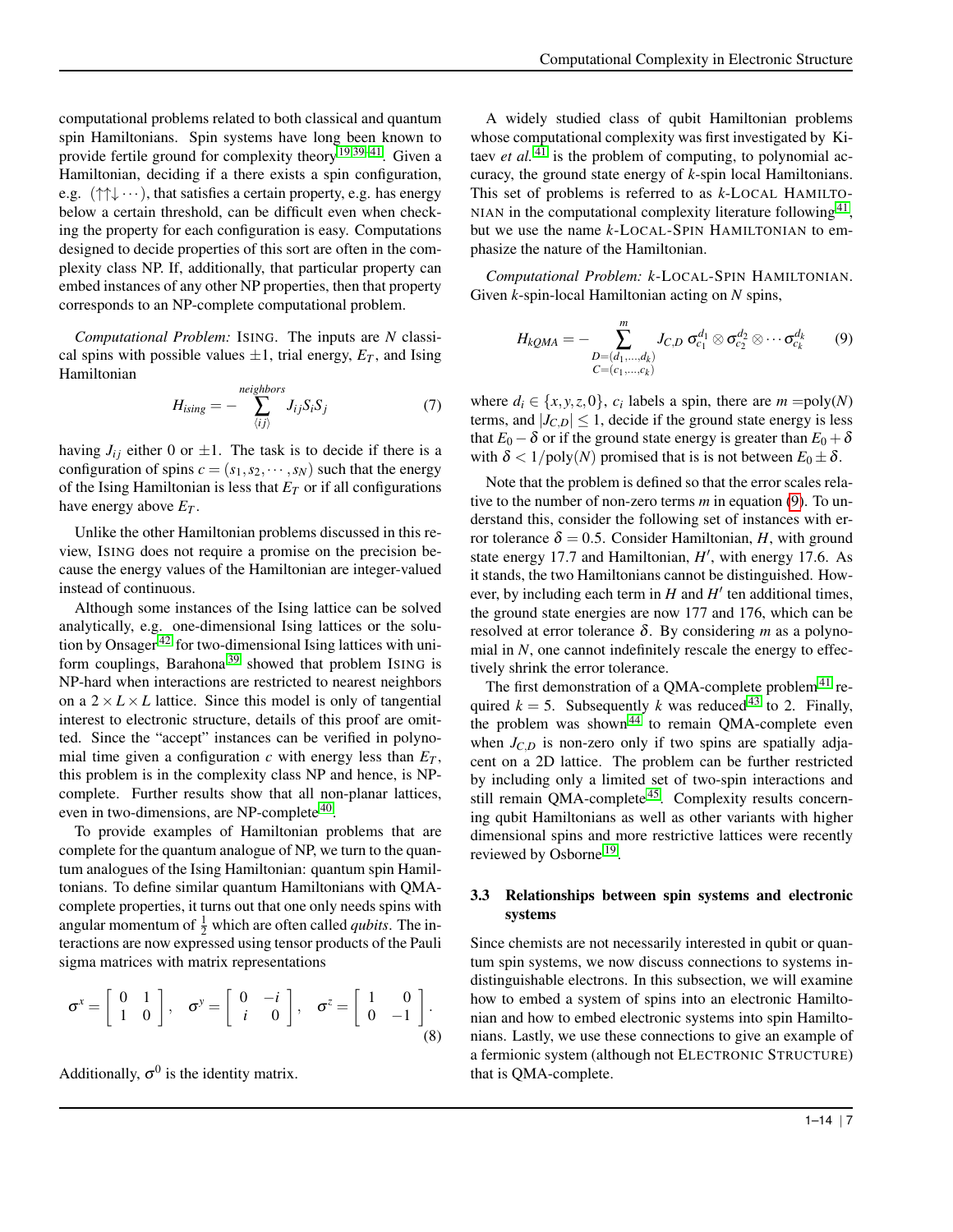computational problems related to both classical and quantum spin Hamiltonians. Spin systems have long been known to provide fertile ground for complexity theory[19,39–41]. Given a Hamiltonian, deciding if a there exists a spin configuration, e.g. $(\uparrow\uparrow\downarrow\cdots)$, that satisfies a certain property, e.g. has energy below a certain threshold, can be difficult even when checking the property for each configuration is easy. Computations designed to decide properties of this sort are often in the complexity class NP. If, additionally, that particular property can embed instances of any other NP properties, then that property corresponds to an NP-complete computational problem.

*Computational Problem:* ISING. The inputs are $N$ classical spins with possible values $\pm 1$, trial energy, $E_T$, and Ising Hamiltonian

$$H_{ising} = -\sum_{\langle ij \rangle}^{neighbors} J_{ij} S_i S_j \tag{7}$$

having $J_{ij}$ either 0 or $\pm 1$. The task is to decide if there is a configuration of spins $c = (s_1, s_2, \cdots, s_N)$ such that the energy of the Ising Hamiltonian is less that $E_T$ or if all configurations have energy above $E_T$.

Unlike the other Hamiltonian problems discussed in this review, ISING does not require a promise on the precision because the energy values of the Hamiltonian are integer-valued instead of continuous.

Although some instances of the Ising lattice can be solved analytically, e.g. one-dimensional Ising lattices or the solution by Onsager[42] for two-dimensional Ising lattices with uniform couplings, Barahona[39] showed that problem ISING is NP-hard when interactions are restricted to nearest neighbors on a $2 \times L \times L$ lattice. Since this model is only of tangential interest to electronic structure, details of this proof are omitted. Since the "accept" instances can be verified in polynomial time given a configuration $c$ with energy less than $E_T$, this problem is in the complexity class NP and hence, is NP-complete. Further results show that all non-planar lattices, even in two-dimensions, are NP-complete[40].

To provide examples of Hamiltonian problems that are complete for the quantum analogue of NP, we turn to the quantum analogues of the Ising Hamiltonian: quantum spin Hamiltonians. To define similar quantum Hamiltonians with QMA-complete properties, it turns out that one only needs spins with angular momentum of $\frac{1}{2}$ which are often called *qubits*. The interactions are now expressed using tensor products of the Pauli sigma matrices with matrix representations

$$\sigma^x = \begin{bmatrix} 0 & 1 \\ 1 & 0 \end{bmatrix}, \quad \sigma^y = \begin{bmatrix} 0 & -i \\ i & 0 \end{bmatrix}, \quad \sigma^z = \begin{bmatrix} 1 & 0 \\ 0 & -1 \end{bmatrix}. \tag{8}$$

Additionally, $\sigma^0$ is the identity matrix.

A widely studied class of qubit Hamiltonian problems whose computational complexity was first investigated by Kitaev *et al.*[41] is the problem of computing, to polynomial accuracy, the ground state energy of $k$-spin local Hamiltonians. This set of problems is referred to as $k$-LOCAL HAMILTONIAN in the computational complexity literature following[41], but we use the name $k$-LOCAL-SPIN HAMILTONIAN to emphasize the nature of the Hamiltonian.

*Computational Problem:* $k$-LOCAL-SPIN HAMILTONIAN. Given $k$-spin-local Hamiltonian acting on $N$ spins,

$$H_{kQMA} = -\sum_{\substack{D=(d_1,\ldots,d_k) \\ C=(c_1,\ldots,c_k)}}^{m} J_{C,D}\, \sigma_{c_1}^{d_1} \otimes \sigma_{c_2}^{d_2} \otimes \cdots \sigma_{c_k}^{d_k} \tag{9}$$

where $d_i \in \{x, y, z, 0\}$, $c_i$ labels a spin, there are $m = \text{poly}(N)$ terms, and $|J_{C,D}| \le 1$, decide if the ground state energy is less that $E_0 - \delta$ or if the ground state energy is greater than $E_0 + \delta$ with $\delta < 1/\text{poly}(N)$ promised that is is not between $E_0 \pm \delta$.

Note that the problem is defined so that the error scales relative to the number of non-zero terms $m$ in equation (9). To understand this, consider the following set of instances with error tolerance $\delta = 0.5$. Consider Hamiltonian, $H$, with ground state energy 17.7 and Hamiltonian, $H'$, with energy 17.6. As it stands, the two Hamiltonians cannot be distinguished. However, by including each term in $H$ and $H'$ ten additional times, the ground state energies are now 177 and 176, which can be resolved at error tolerance $\delta$. By considering $m$ as a polynomial in $N$, one cannot indefinitely rescale the energy to effectively shrink the error tolerance.

The first demonstration of a QMA-complete problem[41] required $k = 5$. Subsequently $k$ was reduced[43] to 2. Finally, the problem was shown[44] to remain QMA-complete even when $J_{C,D}$ is non-zero only if two spins are spatially adjacent on a 2D lattice. The problem can be further restricted by including only a limited set of two-spin interactions and still remain QMA-complete[45]. Complexity results concerning qubit Hamiltonians as well as other variants with higher dimensional spins and more restrictive lattices were recently reviewed by Osborne[19].

### 3.3 Relationships between spin systems and electronic systems

Since chemists are not necessarily interested in qubit or quantum spin systems, we now discuss connections to systems indistinguishable electrons. In this subsection, we will examine how to embed a system of spins into an electronic Hamiltonian and how to embed electronic systems into spin Hamiltonians. Lastly, we use these connections to give an example of a fermionic system (although not ELECTRONIC STRUCTURE) that is QMA-complete.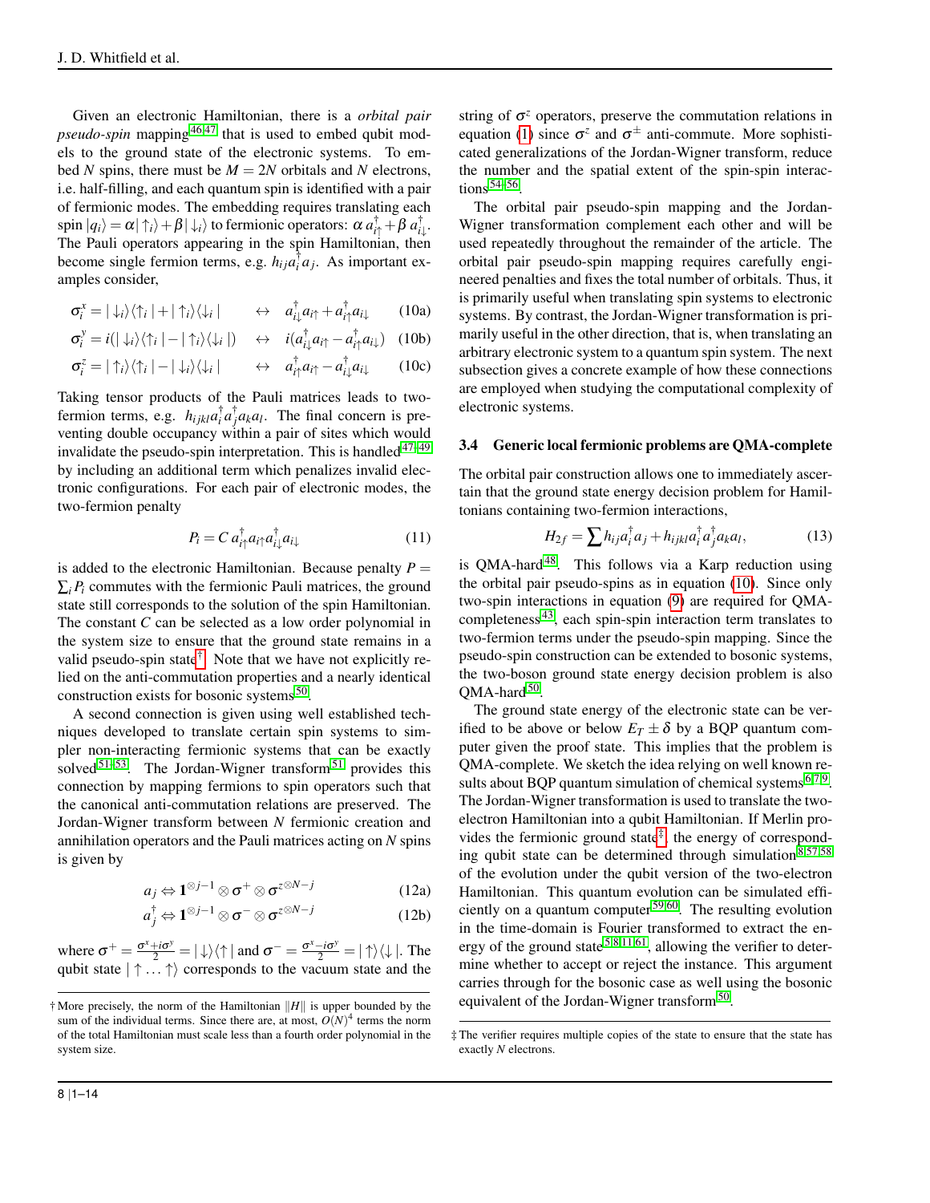Given an electronic Hamiltonian, there is a *orbital pair pseudo-spin* mapping[46,47] that is used to embed qubit models to the ground state of the electronic systems. To embed $N$ spins, there must be $M = 2N$ orbitals and $N$ electrons, i.e. half-filling, and each quantum spin is identified with a pair of fermionic modes. The embedding requires translating each spin $|q_i\rangle = \alpha|\uparrow_i\rangle + \beta|\downarrow_i\rangle$ to fermionic operators: $\alpha\, a^\dagger_{i\uparrow} + \beta\, a^\dagger_{i\downarrow}$. The Pauli operators appearing in the spin Hamiltonian, then become single fermion terms, e.g. $h_{ij} a^\dagger_i a_j$. As important examples consider,

$$\sigma^x_i = |\downarrow_i\rangle\langle\uparrow_i| + |\uparrow_i\rangle\langle\downarrow_i| \quad \leftrightarrow \quad a^\dagger_{i\downarrow} a_{i\uparrow} + a^\dagger_{i\uparrow} a_{i\downarrow} \tag{10a}$$

$$\sigma^y_i = i(|\downarrow_i\rangle\langle\uparrow_i| - |\uparrow_i\rangle\langle\downarrow_i|) \quad \leftrightarrow \quad i(a^\dagger_{i\downarrow} a_{i\uparrow} - a^\dagger_{i\uparrow} a_{i\downarrow}) \tag{10b}$$

$$\sigma^z_i = |\uparrow_i\rangle\langle\uparrow_i| - |\downarrow_i\rangle\langle\downarrow_i| \quad \leftrightarrow \quad a^\dagger_{i\uparrow} a_{i\uparrow} - a^\dagger_{i\downarrow} a_{i\downarrow} \tag{10c}$$

Taking tensor products of the Pauli matrices leads to two-fermion terms, e.g. $h_{ijkl} a^\dagger_i a^\dagger_j a_k a_l$. The final concern is preventing double occupancy within a pair of sites which would invalidate the pseudo-spin interpretation. This is handled[47–49] by including an additional term which penalizes invalid electronic configurations. For each pair of electronic modes, the two-fermion penalty

$$P_i = C\, a^\dagger_{i\uparrow} a_{i\uparrow} a^\dagger_{i\downarrow} a_{i\downarrow} \tag{11}$$

is added to the electronic Hamiltonian. Because penalty $P = \sum_i P_i$ commutes with the fermionic Pauli matrices, the ground state still corresponds to the solution of the spin Hamiltonian. The constant $C$ can be selected as a low order polynomial in the system size to ensure that the ground state remains in a valid pseudo-spin state[†]. Note that we have not explicitly relied on the anti-commutation properties and a nearly identical construction exists for bosonic systems[50].

A second connection is given using well established techniques developed to translate certain spin systems to simpler non-interacting fermionic systems that can be exactly solved[51–53]. The Jordan-Wigner transform[51] provides this connection by mapping fermions to spin operators such that the canonical anti-commutation relations are preserved. The Jordan-Wigner transform between $N$ fermionic creation and annihilation operators and the Pauli matrices acting on $N$ spins is given by

$$a_j \Leftrightarrow \mathbf{1}^{\otimes j-1} \otimes \sigma^+ \otimes \sigma^{z\otimes N-j} \tag{12a}$$

$$a^\dagger_j \Leftrightarrow \mathbf{1}^{\otimes j-1} \otimes \sigma^- \otimes \sigma^{z\otimes N-j} \tag{12b}$$

where $\sigma^+ = \frac{\sigma^x + i\sigma^y}{2} = |\downarrow\rangle\langle\uparrow|$ and $\sigma^- = \frac{\sigma^x - i\sigma^y}{2} = |\uparrow\rangle\langle\downarrow|$. The qubit state $|\uparrow\ldots\uparrow\rangle$ corresponds to the vacuum state and the string of $\sigma^z$ operators, preserve the commutation relations in equation (1) since $\sigma^z$ and $\sigma^\pm$ anti-commute. More sophisticated generalizations of the Jordan-Wigner transform, reduce the number and the spatial extent of the spin-spin interactions[54–56].

The orbital pair pseudo-spin mapping and the Jordan-Wigner transformation complement each other and will be used repeatedly throughout the remainder of the article. The orbital pair pseudo-spin mapping requires carefully engineered penalties and fixes the total number of orbitals. Thus, it is primarily useful when translating spin systems to electronic systems. By contrast, the Jordan-Wigner transformation is primarily useful in the other direction, that is, when translating an arbitrary electronic system to a quantum spin system. The next subsection gives a concrete example of how these connections are employed when studying the computational complexity of electronic systems.

### 3.4 Generic local fermionic problems are QMA-complete

The orbital pair construction allows one to immediately ascertain that the ground state energy decision problem for Hamiltonians containing two-fermion interactions,

$$H_{2f} = \sum h_{ij} a^\dagger_i a_j + h_{ijkl} a^\dagger_i a^\dagger_j a_k a_l, \tag{13}$$

is QMA-hard[48]. This follows via a Karp reduction using the orbital pair pseudo-spins as in equation (10). Since only two-spin interactions in equation (9) are required for QMA-completeness[43], each spin-spin interaction term translates to two-fermion terms under the pseudo-spin mapping. Since the pseudo-spin construction can be extended to bosonic systems, the two-boson ground state energy decision problem is also QMA-hard[50].

The ground state energy of the electronic state can be verified to be above or below $E_T \pm \delta$ by a BQP quantum computer given the proof state. This implies that the problem is QMA-complete. We sketch the idea relying on well known results about BQP quantum simulation of chemical systems[6,7,9]. The Jordan-Wigner transformation is used to translate the two-electron Hamiltonian into a qubit Hamiltonian. If Merlin provides the fermionic ground state[‡], the energy of corresponding qubit state can be determined through simulation[8,57,58] of the evolution under the qubit version of the two-electron Hamiltonian. This quantum evolution can be simulated efficiently on a quantum computer[59,60]. The resulting evolution in the time-domain is Fourier transformed to extract the energy of the ground state[5,8,11,61], allowing the verifier to determine whether to accept or reject the instance. This argument carries through for the bosonic case as well using the bosonic equivalent of the Jordan-Wigner transform[50].

† More precisely, the norm of the Hamiltonian $\|H\|$ is upper bounded by the sum of the individual terms. Since there are, at most, $O(N)^4$ terms the norm of the total Hamiltonian must scale less than a fourth order polynomial in the system size.

‡ The verifier requires multiple copies of the state to ensure that the state has exactly $N$ electrons.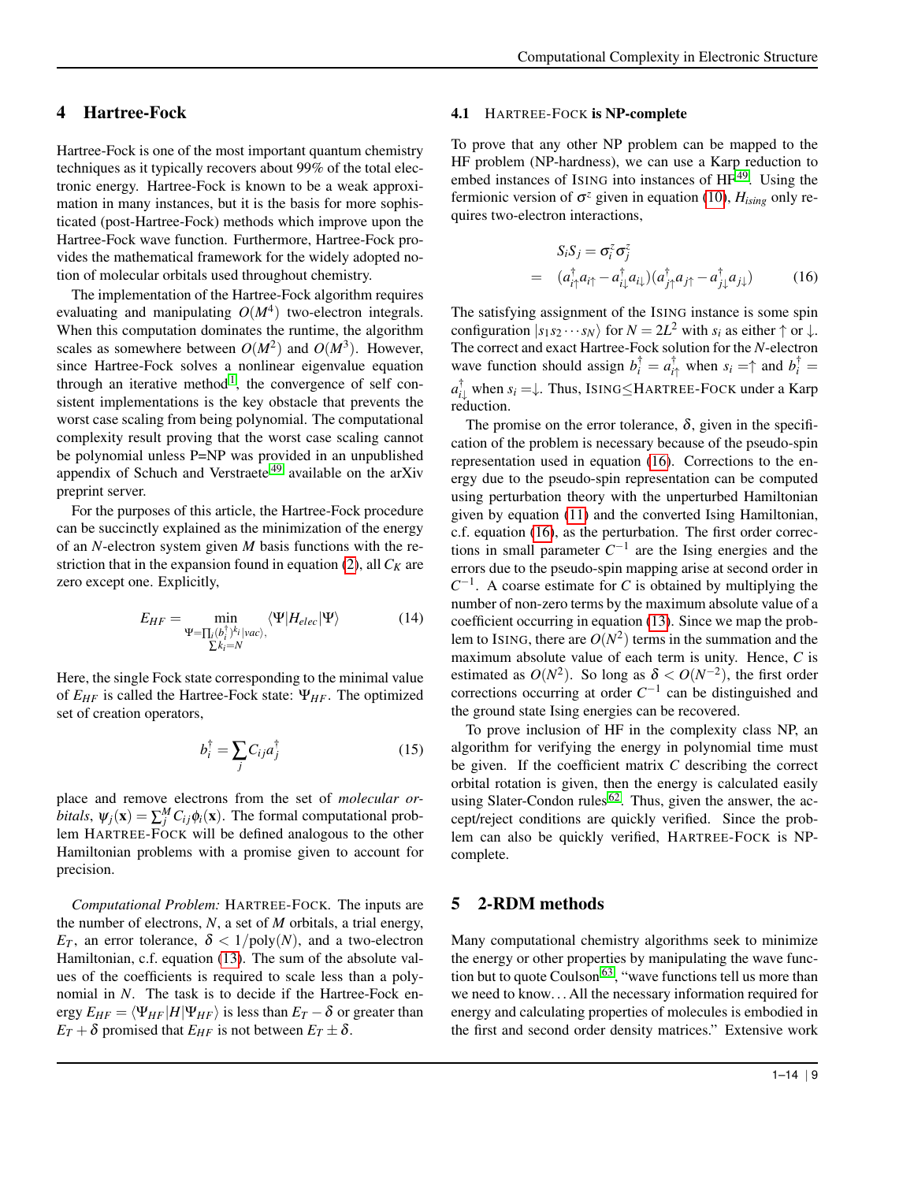## 4 Hartree-Fock

Hartree-Fock is one of the most important quantum chemistry techniques as it typically recovers about 99% of the total electronic energy. Hartree-Fock is known to be a weak approximation in many instances, but it is the basis for more sophisticated (post-Hartree-Fock) methods which improve upon the Hartree-Fock wave function. Furthermore, Hartree-Fock provides the mathematical framework for the widely adopted notion of molecular orbitals used throughout chemistry.

The implementation of the Hartree-Fock algorithm requires evaluating and manipulating $O(M^4)$ two-electron integrals. When this computation dominates the runtime, the algorithm scales as somewhere between $O(M^2)$ and $O(M^3)$. However, since Hartree-Fock solves a nonlinear eigenvalue equation through an iterative method[1], the convergence of self consistent implementations is the key obstacle that prevents the worst case scaling from being polynomial. The computational complexity result proving that the worst case scaling cannot be polynomial unless P=NP was provided in an unpublished appendix of Schuch and Verstraete[49] available on the arXiv preprint server.

For the purposes of this article, the Hartree-Fock procedure can be succinctly explained as the minimization of the energy of an $N$-electron system given $M$ basis functions with the restriction that in the expansion found in equation (2), all $C_K$ are zero except one. Explicitly,

$$E_{HF} = \min_{\substack{\Psi=\prod_i (b_i^\dagger)^{k_i}|vac\rangle, \\ \sum k_i = N}} \langle \Psi | H_{elec} | \Psi \rangle \tag{14}$$

Here, the single Fock state corresponding to the minimal value of $E_{HF}$ is called the Hartree-Fock state: $\Psi_{HF}$. The optimized set of creation operators,

$$b_i^\dagger = \sum_j C_{ij} a_j^\dagger \tag{15}$$

place and remove electrons from the set of *molecular orbitals*, $\psi_j(\mathbf{x}) = \sum_j^M C_{ij}\phi_i(\mathbf{x})$. The formal computational problem HARTREE-FOCK will be defined analogous to the other Hamiltonian problems with a promise given to account for precision.

*Computational Problem:* HARTREE-FOCK. The inputs are the number of electrons, $N$, a set of $M$ orbitals, a trial energy, $E_T$, an error tolerance, $\delta < 1/\mathrm{poly}(N)$, and a two-electron Hamiltonian, c.f. equation (13). The sum of the absolute values of the coefficients is required to scale less than a polynomial in $N$. The task is to decide if the Hartree-Fock energy $E_{HF} = \langle \Psi_{HF} | H | \Psi_{HF} \rangle$ is less than $E_T - \delta$ or greater than $E_T + \delta$ promised that $E_{HF}$ is not between $E_T \pm \delta$.

### 4.1 HARTREE-FOCK is NP-complete

To prove that any other NP problem can be mapped to the HF problem (NP-hardness), we can use a Karp reduction to embed instances of ISING into instances of HF[49]. Using the fermionic version of $\sigma^z$ given in equation (10), $H_{ising}$ only requires two-electron interactions,

$$\begin{aligned} S_i S_j &= \sigma_i^z \sigma_j^z \\ &= (a_{i\uparrow}^\dagger a_{i\uparrow} - a_{i\downarrow}^\dagger a_{i\downarrow})(a_{j\uparrow}^\dagger a_{j\uparrow} - a_{j\downarrow}^\dagger a_{j\downarrow}) \end{aligned} \tag{16}$$

The satisfying assignment of the ISING instance is some spin configuration $|s_1 s_2 \cdots s_N\rangle$ for $N = 2L^2$ with $s_i$ as either $\uparrow$ or $\downarrow$. The correct and exact Hartree-Fock solution for the $N$-electron wave function should assign $b_i^\dagger = a_{i\uparrow}^\dagger$ when $s_i = \uparrow$ and $b_i^\dagger = a_{i\downarrow}^\dagger$ when $s_i = \downarrow$. Thus, ISING$\leq$HARTREE-FOCK under a Karp reduction.

The promise on the error tolerance, $\delta$, given in the specification of the problem is necessary because of the pseudo-spin representation used in equation (16). Corrections to the energy due to the pseudo-spin representation can be computed using perturbation theory with the unperturbed Hamiltonian given by equation (11) and the converted Ising Hamiltonian, c.f. equation (16), as the perturbation. The first order corrections in small parameter $C^{-1}$ are the Ising energies and the errors due to the pseudo-spin mapping arise at second order in $C^{-1}$. A coarse estimate for $C$ is obtained by multiplying the number of non-zero terms by the maximum absolute value of a coefficient occurring in equation (13). Since we map the problem to ISING, there are $O(N^2)$ terms in the summation and the maximum absolute value of each term is unity. Hence, $C$ is estimated as $O(N^2)$. So long as $\delta < O(N^{-2})$, the first order corrections occurring at order $C^{-1}$ can be distinguished and the ground state Ising energies can be recovered.

To prove inclusion of HF in the complexity class NP, an algorithm for verifying the energy in polynomial time must be given. If the coefficient matrix $C$ describing the correct orbital rotation is given, then the energy is calculated easily using Slater-Condon rules[62]. Thus, given the answer, the accept/reject conditions are quickly verified. Since the problem can also be quickly verified, HARTREE-FOCK is NP-complete.

## 5 2-RDM methods

Many computational chemistry algorithms seek to minimize the energy or other properties by manipulating the wave function but to quote Coulson[63], "wave functions tell us more than we need to know… All the necessary information required for energy and calculating properties of molecules is embodied in the first and second order density matrices." Extensive work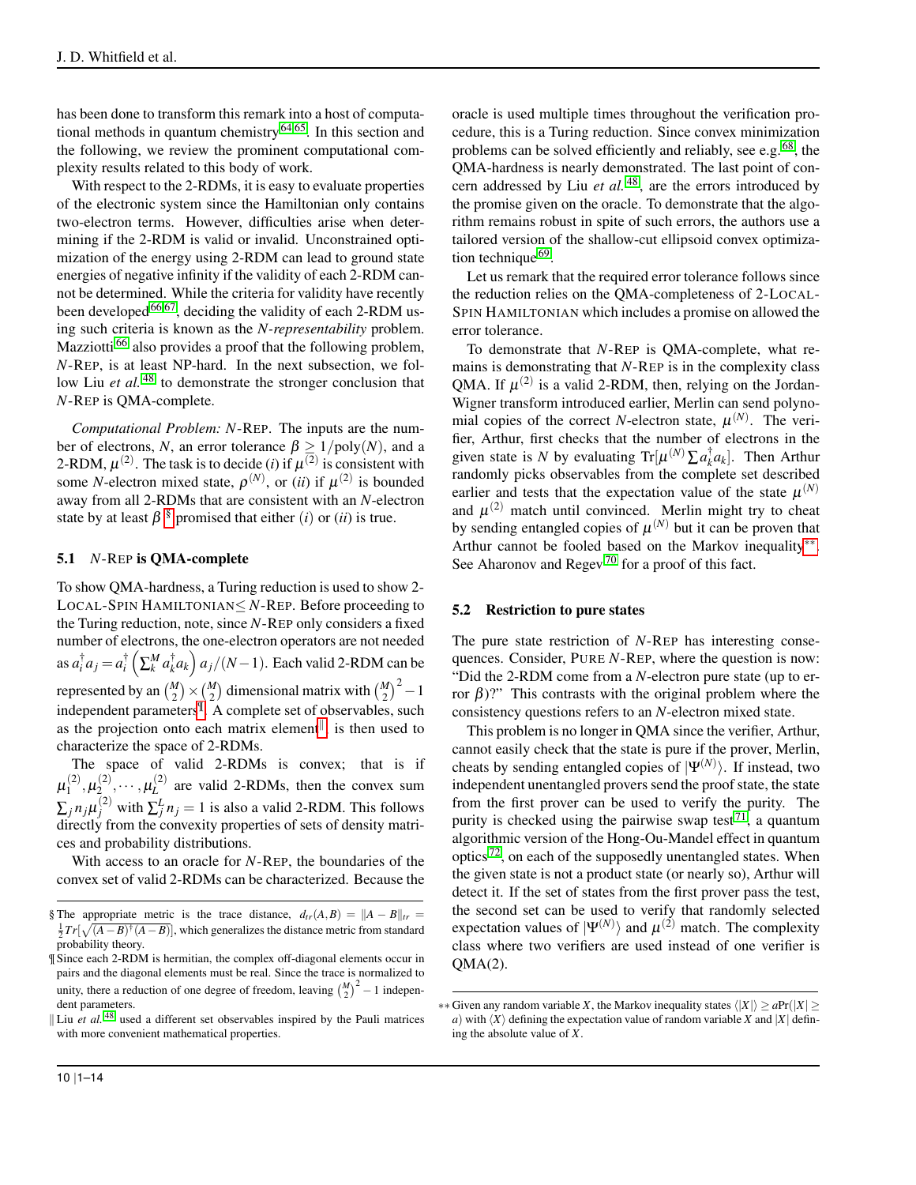has been done to transform this remark into a host of computational methods in quantum chemistry[64,65]. In this section and the following, we review the prominent computational complexity results related to this body of work.

With respect to the 2-RDMs, it is easy to evaluate properties of the electronic system since the Hamiltonian only contains two-electron terms. However, difficulties arise when determining if the 2-RDM is valid or invalid. Unconstrained optimization of the energy using 2-RDM can lead to ground state energies of negative infinity if the validity of each 2-RDM cannot be determined. While the criteria for validity have recently been developed[66,67], deciding the validity of each 2-RDM using such criteria is known as the *N-representability* problem. Mazziotti[66] also provides a proof that the following problem, *N*-REP, is at least NP-hard. In the next subsection, we follow Liu *et al.*[48] to demonstrate the stronger conclusion that *N*-REP is QMA-complete.

*Computational Problem: N*-REP. The inputs are the number of electrons, $N$, an error tolerance $\beta \geq 1/\text{poly}(N)$, and a 2-RDM, $\mu^{(2)}$. The task is to decide ($i$) if $\mu^{(2)}$ is consistent with some $N$-electron mixed state, $\rho^{(N)}$, or ($ii$) if $\mu^{(2)}$ is bounded away from all 2-RDMs that are consistent with an $N$-electron state by at least $\beta$[§] promised that either ($i$) or ($ii$) is true.

### 5.1 *N*-REP is QMA-complete

To show QMA-hardness, a Turing reduction is used to show 2-LOCAL-SPIN HAMILTONIAN≤ *N*-REP. Before proceeding to the Turing reduction, note, since *N*-REP only considers a fixed number of electrons, the one-electron operators are not needed as $a_i^\dagger a_j = a_i^\dagger \left(\sum_k^M a_k^\dagger a_k\right) a_j/(N-1)$. Each valid 2-RDM can be represented by an $\binom{M}{2} \times \binom{M}{2}$ dimensional matrix with $\binom{M}{2}^2 - 1$ independent parameters[¶]. A complete set of observables, such as the projection onto each matrix element[‖], is then used to characterize the space of 2-RDMs.

The space of valid 2-RDMs is convex; that is if $\mu_1^{(2)}, \mu_2^{(2)}, \cdots, \mu_L^{(2)}$ are valid 2-RDMs, then the convex sum $\sum_j n_j \mu_j^{(2)}$ with $\sum_j^L n_j = 1$ is also a valid 2-RDM. This follows directly from the convexity properties of sets of density matrices and probability distributions.

With access to an oracle for *N*-REP, the boundaries of the convex set of valid 2-RDMs can be characterized. Because the oracle is used multiple times throughout the verification procedure, this is a Turing reduction. Since convex minimization problems can be solved efficiently and reliably, see e.g.[68], the QMA-hardness is nearly demonstrated. The last point of concern addressed by Liu *et al.*[48], are the errors introduced by the promise given on the oracle. To demonstrate that the algorithm remains robust in spite of such errors, the authors use a tailored version of the shallow-cut ellipsoid convex optimization technique[69].

Let us remark that the required error tolerance follows since the reduction relies on the QMA-completeness of 2-LOCAL-SPIN HAMILTONIAN which includes a promise on allowed the error tolerance.

To demonstrate that *N*-REP is QMA-complete, what remains is demonstrating that *N*-REP is in the complexity class QMA. If $\mu^{(2)}$ is a valid 2-RDM, then, relying on the Jordan-Wigner transform introduced earlier, Merlin can send polynomial copies of the correct $N$-electron state, $\mu^{(N)}$. The verifier, Arthur, first checks that the number of electrons in the given state is $N$ by evaluating $\text{Tr}[\mu^{(N)} \sum a_k^\dagger a_k]$. Then Arthur randomly picks observables from the complete set described earlier and tests that the expectation value of the state $\mu^{(N)}$ and $\mu^{(2)}$ match until convinced. Merlin might try to cheat by sending entangled copies of $\mu^{(N)}$ but it can be proven that Arthur cannot be fooled based on the Markov inequality[\*\*]. See Aharonov and Regev[70] for a proof of this fact.

### 5.2 Restriction to pure states

The pure state restriction of *N*-REP has interesting consequences. Consider, PURE *N*-REP, where the question is now: "Did the 2-RDM come from a $N$-electron pure state (up to error $\beta$)?" This contrasts with the original problem where the consistency questions refers to an $N$-electron mixed state.

This problem is no longer in QMA since the verifier, Arthur, cannot easily check that the state is pure if the prover, Merlin, cheats by sending entangled copies of $|\Psi^{(N)}\rangle$. If instead, two independent unentangled provers send the proof state, the state from the first prover can be used to verify the purity. The purity is checked using the pairwise swap test[71], a quantum algorithmic version of the Hong-Ou-Mandel effect in quantum optics[72], on each of the supposedly unentangled states. When the given state is not a product state (or nearly so), Arthur will detect it. If the set of states from the first prover pass the test, the second set can be used to verify that randomly selected expectation values of $|\Psi^{(N)}\rangle$ and $\mu^{(2)}$ match. The complexity class where two verifiers are used instead of one verifier is QMA(2).

---

§ The appropriate metric is the trace distance, $d_{tr}(A,B) = \|A-B\|_{tr} = \frac{1}{2}Tr[\sqrt{(A-B)^\dagger(A-B)}]$, which generalizes the distance metric from standard probability theory.

¶ Since each 2-RDM is hermitian, the complex off-diagonal elements occur in pairs and the diagonal elements must be real. Since the trace is normalized to unity, there a reduction of one degree of freedom, leaving $\binom{M}{2}^2 - 1$ independent parameters.

‖ Liu *et al.*[48] used a different set observables inspired by the Pauli matrices with more convenient mathematical properties.

\*\* Given any random variable $X$, the Markov inequality states $\langle |X| \rangle \geq a\text{Pr}(|X| \geq a)$ with $\langle X \rangle$ defining the expectation value of random variable $X$ and $|X|$ defining the absolute value of $X$.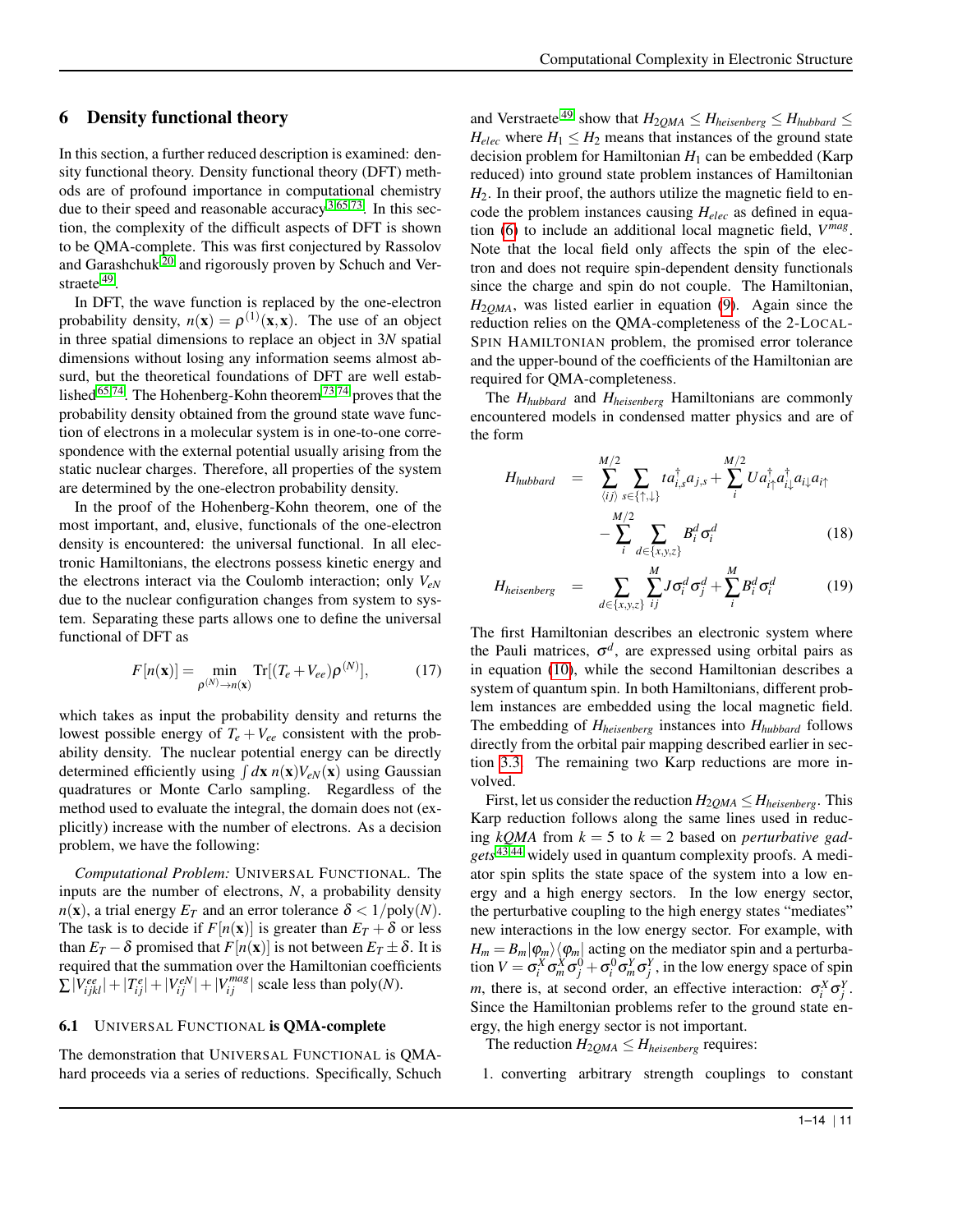## 6 Density functional theory

In this section, a further reduced description is examined: density functional theory. Density functional theory (DFT) methods are of profound importance in computational chemistry due to their speed and reasonable accuracy[3,65,73]. In this section, the complexity of the difficult aspects of DFT is shown to be QMA-complete. This was first conjectured by Rassolov and Garashchuk[20] and rigorously proven by Schuch and Verstraete[49].

In DFT, the wave function is replaced by the one-electron probability density, $n(\mathbf{x}) = \rho^{(1)}(\mathbf{x},\mathbf{x})$. The use of an object in three spatial dimensions to replace an object in $3N$ spatial dimensions without losing any information seems almost absurd, but the theoretical foundations of DFT are well established[65,74]. The Hohenberg-Kohn theorem[73,74] proves that the probability density obtained from the ground state wave function of electrons in a molecular system is in one-to-one correspondence with the external potential usually arising from the static nuclear charges. Therefore, all properties of the system are determined by the one-electron probability density.

In the proof of the Hohenberg-Kohn theorem, one of the most important, and, elusive, functionals of the one-electron density is encountered: the universal functional. In all electronic Hamiltonians, the electrons possess kinetic energy and the electrons interact via the Coulomb interaction; only $V_{eN}$ due to the nuclear configuration changes from system to system. Separating these parts allows one to define the universal functional of DFT as

$$F[n(\mathbf{x})] = \min_{\rho^{(N)} \to n(\mathbf{x})} \mathrm{Tr}[(T_e + V_{ee})\rho^{(N)}], \tag{17}$$

which takes as input the probability density and returns the lowest possible energy of $T_e + V_{ee}$ consistent with the probability density. The nuclear potential energy can be directly determined efficiently using $\int d\mathbf{x}\, n(\mathbf{x}) V_{eN}(\mathbf{x})$ using Gaussian quadratures or Monte Carlo sampling. Regardless of the method used to evaluate the integral, the domain does not (explicitly) increase with the number of electrons. As a decision problem, we have the following:

*Computational Problem:* UNIVERSAL FUNCTIONAL. The inputs are the number of electrons, $N$, a probability density $n(\mathbf{x})$, a trial energy $E_T$ and an error tolerance $\delta < 1/\mathrm{poly}(N)$. The task is to decide if $F[n(\mathbf{x})]$ is greater than $E_T + \delta$ or less than $E_T - \delta$ promised that $F[n(\mathbf{x})]$ is not between $E_T \pm \delta$. It is required that the summation over the Hamiltonian coefficients $\sum |V^{ee}_{ijkl}| + |T^{e}_{ij}| + |V^{eN}_{ij}| + |V^{mag}_{ij}|$ scale less than poly($N$).

### 6.1 UNIVERSAL FUNCTIONAL is QMA-complete

The demonstration that UNIVERSAL FUNCTIONAL is QMA-hard proceeds via a series of reductions. Specifically, Schuch and Verstraete[49] show that $H_{2QMA} \leq H_{heisenberg} \leq H_{hubbard} \leq H_{elec}$ where $H_1 \leq H_2$ means that instances of the ground state decision problem for Hamiltonian $H_1$ can be embedded (Karp reduced) into ground state problem instances of Hamiltonian $H_2$. In their proof, the authors utilize the magnetic field to encode the problem instances causing $H_{elec}$ as defined in equation (6) to include an additional local magnetic field, $V^{mag}$. Note that the local field only affects the spin of the electron and does not require spin-dependent density functionals since the charge and spin do not couple. The Hamiltonian, $H_{2QMA}$, was listed earlier in equation (9). Again since the reduction relies on the QMA-completeness of the 2-LOCAL-SPIN HAMILTONIAN problem, the promised error tolerance and the upper-bound of the coefficients of the Hamiltonian are required for QMA-completeness.

The $H_{hubbard}$ and $H_{heisenberg}$ Hamiltonians are commonly encountered models in condensed matter physics and are of the form

$$\begin{aligned} H_{hubbard} &= \sum_{\langle ij \rangle}^{M/2} \sum_{s\in\{\uparrow,\downarrow\}} t a^{\dagger}_{i,s} a_{j,s} + \sum_{i}^{M/2} U a^{\dagger}_{i\uparrow} a^{\dagger}_{i\downarrow} a_{i\downarrow} a_{i\uparrow} \\ &\quad - \sum_{i}^{M/2} \sum_{d\in\{x,y,z\}} B^{d}_{i} \sigma^{d}_{i} \end{aligned} \tag{18}$$

$$H_{heisenberg} = \sum_{d\in\{x,y,z\}} \sum_{ij}^{M} J \sigma^{d}_{i} \sigma^{d}_{j} + \sum_{i}^{M} B^{d}_{i} \sigma^{d}_{i} \tag{19}$$

The first Hamiltonian describes an electronic system where the Pauli matrices, $\sigma^d$, are expressed using orbital pairs as in equation (10), while the second Hamiltonian describes a system of quantum spin. In both Hamiltonians, different problem instances are embedded using the local magnetic field. The embedding of $H_{heisenberg}$ instances into $H_{hubbard}$ follows directly from the orbital pair mapping described earlier in section 3.3. The remaining two Karp reductions are more involved.

First, let us consider the reduction $H_{2QMA} \leq H_{heisenberg}$. This Karp reduction follows along the same lines used in reducing *kQMA* from $k=5$ to $k=2$ based on *perturbative gadgets*[43,44] widely used in quantum complexity proofs. A mediator spin splits the state space of the system into a low energy and a high energy sectors. In the low energy sector, the perturbative coupling to the high energy states "mediates" new interactions in the low energy sector. For example, with $H_m = B_m |\varphi_m\rangle\langle\varphi_m|$ acting on the mediator spin and a perturbation $V = \sigma^X_i \sigma^X_m \sigma^0_j + \sigma^0_i \sigma^Y_m \sigma^Y_j$, in the low energy space of spin $m$, there is, at second order, an effective interaction: $\sigma^X_i \sigma^Y_j$. Since the Hamiltonian problems refer to the ground state energy, the high energy sector is not important.

The reduction $H_{2QMA} \leq H_{heisenberg}$ requires:

1. converting arbitrary strength couplings to constant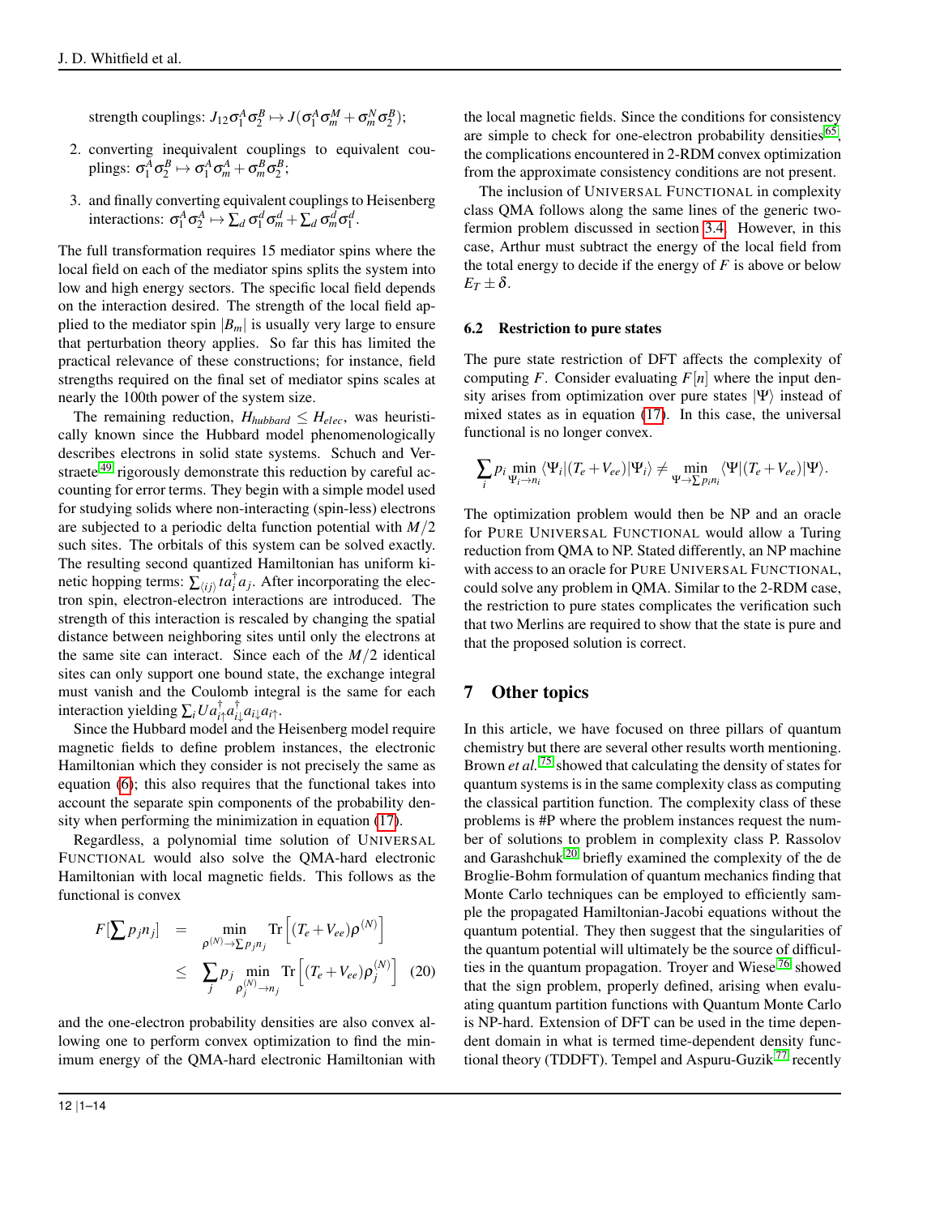strength couplings: $J_{12}\sigma_1^A\sigma_2^B \mapsto J(\sigma_1^A\sigma_m^M + \sigma_m^N\sigma_2^B)$;

2. converting inequivalent couplings to equivalent couplings: $\sigma_1^A\sigma_2^B \mapsto \sigma_1^A\sigma_m^A + \sigma_m^B\sigma_2^B$;

3. and finally converting equivalent couplings to Heisenberg interactions: $\sigma_1^A\sigma_2^A \mapsto \sum_d \sigma_1^d\sigma_m^d + \sum_d \sigma_m^d\sigma_1^d$.

The full transformation requires 15 mediator spins where the local field on each of the mediator spins splits the system into low and high energy sectors. The specific local field depends on the interaction desired. The strength of the local field applied to the mediator spin $|B_m|$ is usually very large to ensure that perturbation theory applies. So far this has limited the practical relevance of these constructions; for instance, field strengths required on the final set of mediator spins scales at nearly the 100th power of the system size.

The remaining reduction, $H_{hubbard} \leq H_{elec}$, was heuristically known since the Hubbard model phenomenologically describes electrons in solid state systems. Schuch and Verstraete[49] rigorously demonstrate this reduction by careful accounting for error terms. They begin with a simple model used for studying solids where non-interacting (spin-less) electrons are subjected to a periodic delta function potential with $M/2$ such sites. The orbitals of this system can be solved exactly. The resulting second quantized Hamiltonian has uniform kinetic hopping terms: $\sum_{\langle ij\rangle} t a_i^\dagger a_j$. After incorporating the electron spin, electron-electron interactions are introduced. The strength of this interaction is rescaled by changing the spatial distance between neighboring sites until only the electrons at the same site can interact. Since each of the $M/2$ identical sites can only support one bound state, the exchange integral must vanish and the Coulomb integral is the same for each interaction yielding $\sum_i U a_{i\uparrow}^\dagger a_{i\downarrow}^\dagger a_{i\downarrow} a_{i\uparrow}$.

Since the Hubbard model and the Heisenberg model require magnetic fields to define problem instances, the electronic Hamiltonian which they consider is not precisely the same as equation (6); this also requires that the functional takes into account the separate spin components of the probability density when performing the minimization in equation (17).

Regardless, a polynomial time solution of UNIVERSAL FUNCTIONAL would also solve the QMA-hard electronic Hamiltonian with local magnetic fields. This follows as the functional is convex

$$
\begin{aligned}
F[\sum p_j n_j] &= \min_{\rho^{(N)}\to\sum p_j n_j} \mathrm{Tr}\left[(T_e+V_{ee})\rho^{(N)}\right] \\
&\leq \sum_j p_j \min_{\rho_j^{(N)}\to n_j} \mathrm{Tr}\left[(T_e+V_{ee})\rho_j^{(N)}\right] \quad (20)
\end{aligned}
$$

and the one-electron probability densities are also convex allowing one to perform convex optimization to find the minimum energy of the QMA-hard electronic Hamiltonian with the local magnetic fields. Since the conditions for consistency are simple to check for one-electron probability densities[65], the complications encountered in 2-RDM convex optimization from the approximate consistency conditions are not present.

The inclusion of UNIVERSAL FUNCTIONAL in complexity class QMA follows along the same lines of the generic two-fermion problem discussed in section 3.4. However, in this case, Arthur must subtract the energy of the local field from the total energy to decide if the energy of $F$ is above or below $E_T \pm \delta$.

### 6.2 Restriction to pure states

The pure state restriction of DFT affects the complexity of computing $F$. Consider evaluating $F[n]$ where the input density arises from optimization over pure states $|\Psi\rangle$ instead of mixed states as in equation (17). In this case, the universal functional is no longer convex.

$$
\sum_i p_i \min_{\Psi_i\to n_i} \langle\Psi_i|(T_e+V_{ee})|\Psi_i\rangle \neq \min_{\Psi\to\sum p_i n_i} \langle\Psi|(T_e+V_{ee})|\Psi\rangle.
$$

The optimization problem would then be NP and an oracle for PURE UNIVERSAL FUNCTIONAL would allow a Turing reduction from QMA to NP. Stated differently, an NP machine with access to an oracle for PURE UNIVERSAL FUNCTIONAL, could solve any problem in QMA. Similar to the 2-RDM case, the restriction to pure states complicates the verification such that two Merlins are required to show that the state is pure and that the proposed solution is correct.

## 7 Other topics

In this article, we have focused on three pillars of quantum chemistry but there are several other results worth mentioning. Brown *et al.*[75] showed that calculating the density of states for quantum systems is in the same complexity class as computing the classical partition function. The complexity class of these problems is #P where the problem instances request the number of solutions to problem in complexity class P. Rassolov and Garashchuk[20] briefly examined the complexity of the de Broglie-Bohm formulation of quantum mechanics finding that Monte Carlo techniques can be employed to efficiently sample the propagated Hamiltonian-Jacobi equations without the quantum potential. They then suggest that the singularities of the quantum potential will ultimately be the source of difficulties in the quantum propagation. Troyer and Wiese[76] showed that the sign problem, properly defined, arising when evaluating quantum partition functions with Quantum Monte Carlo is NP-hard. Extension of DFT can be used in the time dependent domain in what is termed time-dependent density functional theory (TDDFT). Tempel and Aspuru-Guzik[77] recently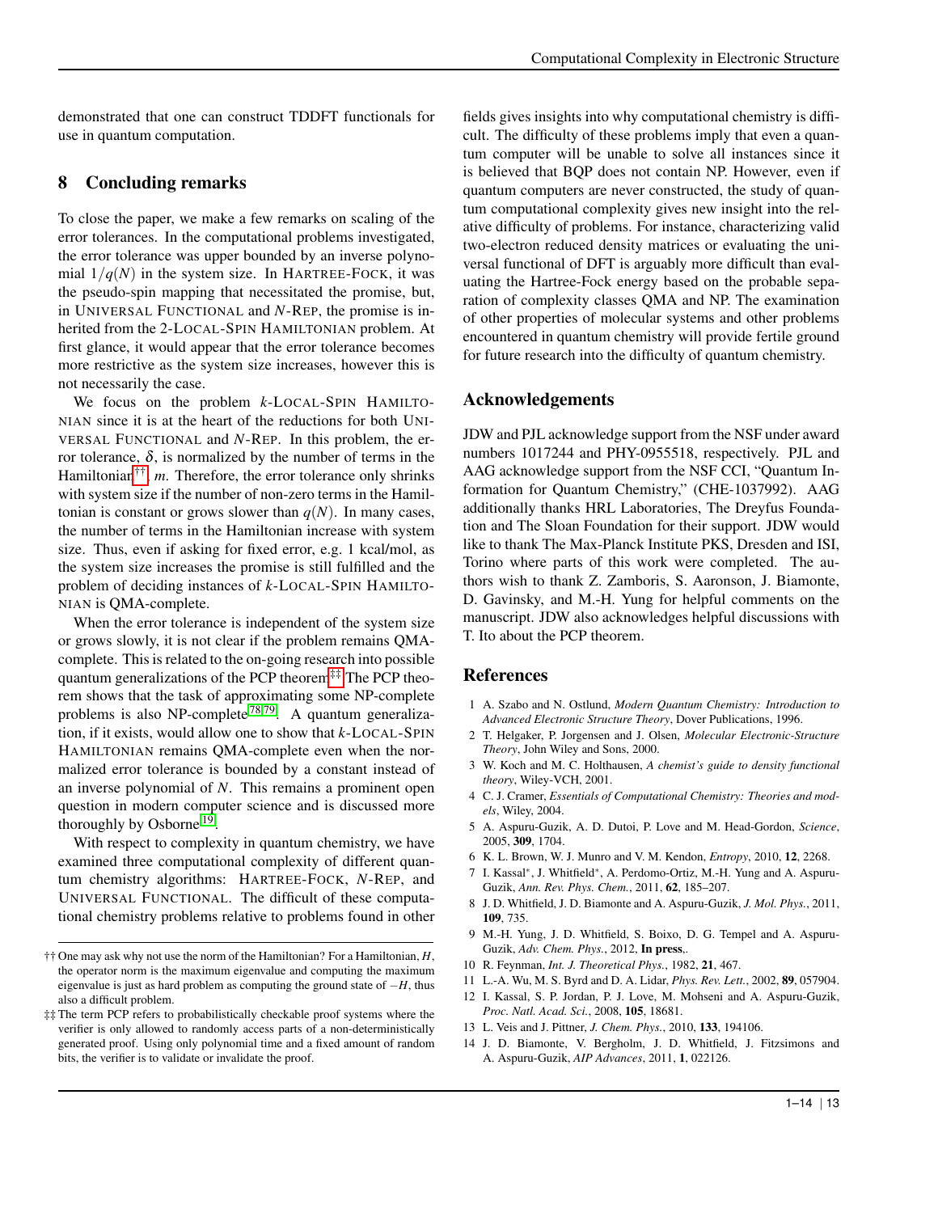demonstrated that one can construct TDDFT functionals for use in quantum computation.

## 8 Concluding remarks

To close the paper, we make a few remarks on scaling of the error tolerances. In the computational problems investigated, the error tolerance was upper bounded by an inverse polynomial $1/q(N)$ in the system size. In HARTREE-FOCK, it was the pseudo-spin mapping that necessitated the promise, but, in UNIVERSAL FUNCTIONAL and $N$-REP, the promise is inherited from the 2-LOCAL-SPIN HAMILTONIAN problem. At first glance, it would appear that the error tolerance becomes more restrictive as the system size increases, however this is not necessarily the case.

We focus on the problem $k$-LOCAL-SPIN HAMILTONIAN since it is at the heart of the reductions for both UNIVERSAL FUNCTIONAL and $N$-REP. In this problem, the error tolerance, $\delta$, is normalized by the number of terms in the Hamiltonian[††], $m$. Therefore, the error tolerance only shrinks with system size if the number of non-zero terms in the Hamiltonian is constant or grows slower than $q(N)$. In many cases, the number of terms in the Hamiltonian increase with system size. Thus, even if asking for fixed error, e.g. 1 kcal/mol, as the system size increases the promise is still fulfilled and the problem of deciding instances of $k$-LOCAL-SPIN HAMILTONIAN is QMA-complete.

When the error tolerance is independent of the system size or grows slowly, it is not clear if the problem remains QMA-complete. This is related to the on-going research into possible quantum generalizations of the PCP theorem[‡‡] The PCP theorem shows that the task of approximating some NP-complete problems is also NP-complete[78,79]. A quantum generalization, if it exists, would allow one to show that $k$-LOCAL-SPIN HAMILTONIAN remains QMA-complete even when the normalized error tolerance is bounded by a constant instead of an inverse polynomial of $N$. This remains a prominent open question in modern computer science and is discussed more thoroughly by Osborne[19].

With respect to complexity in quantum chemistry, we have examined three computational complexity of different quantum chemistry algorithms: HARTREE-FOCK, $N$-REP, and UNIVERSAL FUNCTIONAL. The difficult of these computational chemistry problems relative to problems found in other fields gives insights into why computational chemistry is difficult. The difficulty of these problems imply that even a quantum computer will be unable to solve all instances since it is believed that BQP does not contain NP. However, even if quantum computers are never constructed, the study of quantum computational complexity gives new insight into the relative difficulty of problems. For instance, characterizing valid two-electron reduced density matrices or evaluating the universal functional of DFT is arguably more difficult than evaluating the Hartree-Fock energy based on the probable separation of complexity classes QMA and NP. The examination of other properties of molecular systems and other problems encountered in quantum chemistry will provide fertile ground for future research into the difficulty of quantum chemistry.

†† One may ask why not use the norm of the Hamiltonian? For a Hamiltonian, $H$, the operator norm is the maximum eigenvalue and computing the maximum eigenvalue is just as hard problem as computing the ground state of $-H$, thus also a difficult problem.

‡‡ The term PCP refers to probabilistically checkable proof systems where the verifier is only allowed to randomly access parts of a non-deterministically generated proof. Using only polynomial time and a fixed amount of random bits, the verifier is to validate or invalidate the proof.

## Acknowledgements

JDW and PJL acknowledge support from the NSF under award numbers 1017244 and PHY-0955518, respectively. PJL and AAG acknowledge support from the NSF CCI, "Quantum Information for Quantum Chemistry," (CHE-1037992). AAG additionally thanks HRL Laboratories, The Dreyfus Foundation and The Sloan Foundation for their support. JDW would like to thank The Max-Planck Institute PKS, Dresden and ISI, Torino where parts of this work were completed. The authors wish to thank Z. Zamboris, S. Aaronson, J. Biamonte, D. Gavinsky, and M.-H. Yung for helpful comments on the manuscript. JDW also acknowledges helpful discussions with T. Ito about the PCP theorem.

## References

1. A. Szabo and N. Ostlund, *Modern Quantum Chemistry: Introduction to Advanced Electronic Structure Theory*, Dover Publications, 1996.
2. T. Helgaker, P. Jorgensen and J. Olsen, *Molecular Electronic-Structure Theory*, John Wiley and Sons, 2000.
3. W. Koch and M. C. Holthausen, *A chemist's guide to density functional theory*, Wiley-VCH, 2001.
4. C. J. Cramer, *Essentials of Computational Chemistry: Theories and models*, Wiley, 2004.
5. A. Aspuru-Guzik, A. D. Dutoi, P. Love and M. Head-Gordon, *Science*, 2005, **309**, 1704.
6. K. L. Brown, W. J. Munro and V. M. Kendon, *Entropy*, 2010, **12**, 2268.
7. I. Kassal*, J. Whitfield*, A. Perdomo-Ortiz, M.-H. Yung and A. Aspuru-Guzik, *Ann. Rev. Phys. Chem.*, 2011, **62**, 185–207.
8. J. D. Whitfield, J. D. Biamonte and A. Aspuru-Guzik, *J. Mol. Phys.*, 2011, **109**, 735.
9. M.-H. Yung, J. D. Whitfield, S. Boixo, D. G. Tempel and A. Aspuru-Guzik, *Adv. Chem. Phys.*, 2012, **In press**,.
10. R. Feynman, *Int. J. Theoretical Phys.*, 1982, **21**, 467.
11. L.-A. Wu, M. S. Byrd and D. A. Lidar, *Phys. Rev. Lett.*, 2002, **89**, 057904.
12. I. Kassal, S. P. Jordan, P. J. Love, M. Mohseni and A. Aspuru-Guzik, *Proc. Natl. Acad. Sci.*, 2008, **105**, 18681.
13. L. Veis and J. Pittner, *J. Chem. Phys.*, 2010, **133**, 194106.
14. J. D. Biamonte, V. Bergholm, J. D. Whitfield, J. Fitzsimons and A. Aspuru-Guzik, *AIP Advances*, 2011, **1**, 022126.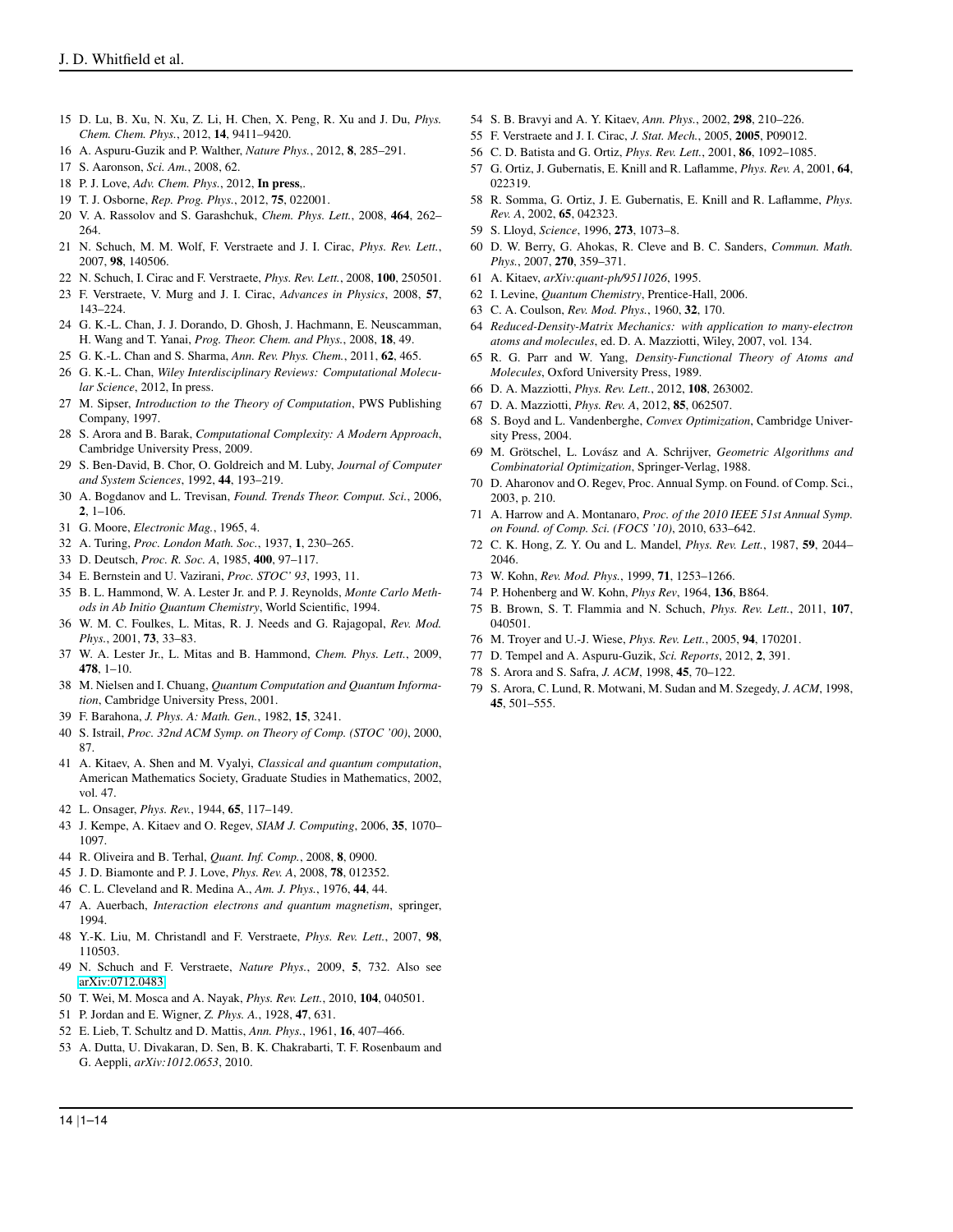15 D. Lu, B. Xu, N. Xu, Z. Li, H. Chen, X. Peng, R. Xu and J. Du, *Phys. Chem. Chem. Phys.*, 2012, **14**, 9411–9420.
16 A. Aspuru-Guzik and P. Walther, *Nature Phys.*, 2012, **8**, 285–291.
17 S. Aaronson, *Sci. Am.*, 2008, 62.
18 P. J. Love, *Adv. Chem. Phys.*, 2012, **In press**,.
19 T. J. Osborne, *Rep. Prog. Phys.*, 2012, **75**, 022001.
20 V. A. Rassolov and S. Garashchuk, *Chem. Phys. Lett.*, 2008, **464**, 262–264.
21 N. Schuch, M. M. Wolf, F. Verstraete and J. I. Cirac, *Phys. Rev. Lett.*, 2007, **98**, 140506.
22 N. Schuch, I. Cirac and F. Verstraete, *Phys. Rev. Lett.*, 2008, **100**, 250501.
23 F. Verstraete, V. Murg and J. I. Cirac, *Advances in Physics*, 2008, **57**, 143–224.
24 G. K.-L. Chan, J. J. Dorando, D. Ghosh, J. Hachmann, E. Neuscamman, H. Wang and T. Yanai, *Prog. Theor. Chem. and Phys.*, 2008, **18**, 49.
25 G. K.-L. Chan and S. Sharma, *Ann. Rev. Phys. Chem.*, 2011, **62**, 465.
26 G. K.-L. Chan, *Wiley Interdisciplinary Reviews: Computational Molecular Science*, 2012, In press.
27 M. Sipser, *Introduction to the Theory of Computation*, PWS Publishing Company, 1997.
28 S. Arora and B. Barak, *Computational Complexity: A Modern Approach*, Cambridge University Press, 2009.
29 S. Ben-David, B. Chor, O. Goldreich and M. Luby, *Journal of Computer and System Sciences*, 1992, **44**, 193–219.
30 A. Bogdanov and L. Trevisan, *Found. Trends Theor. Comput. Sci.*, 2006, **2**, 1–106.
31 G. Moore, *Electronic Mag.*, 1965, 4.
32 A. Turing, *Proc. London Math. Soc.*, 1937, **1**, 230–265.
33 D. Deutsch, *Proc. R. Soc. A*, 1985, **400**, 97–117.
34 E. Bernstein and U. Vazirani, *Proc. STOC' 93*, 1993, 11.
35 B. L. Hammond, W. A. Lester Jr. and P. J. Reynolds, *Monte Carlo Methods in Ab Initio Quantum Chemistry*, World Scientific, 1994.
36 W. M. C. Foulkes, L. Mitas, R. J. Needs and G. Rajagopal, *Rev. Mod. Phys.*, 2001, **73**, 33–83.
37 W. A. Lester Jr., L. Mitas and B. Hammond, *Chem. Phys. Lett.*, 2009, **478**, 1–10.
38 M. Nielsen and I. Chuang, *Quantum Computation and Quantum Information*, Cambridge University Press, 2001.
39 F. Barahona, *J. Phys. A: Math. Gen.*, 1982, **15**, 3241.
40 S. Istrail, *Proc. 32nd ACM Symp. on Theory of Comp. (STOC '00)*, 2000, 87.
41 A. Kitaev, A. Shen and M. Vyalyi, *Classical and quantum computation*, American Mathematics Society, Graduate Studies in Mathematics, 2002, vol. 47.
42 L. Onsager, *Phys. Rev.*, 1944, **65**, 117–149.
43 J. Kempe, A. Kitaev and O. Regev, *SIAM J. Computing*, 2006, **35**, 1070–1097.
44 R. Oliveira and B. Terhal, *Quant. Inf. Comp.*, 2008, **8**, 0900.
45 J. D. Biamonte and P. J. Love, *Phys. Rev. A*, 2008, **78**, 012352.
46 C. L. Cleveland and R. Medina A., *Am. J. Phys.*, 1976, **44**, 44.
47 A. Auerbach, *Interaction electrons and quantum magnetism*, springer, 1994.
48 Y.-K. Liu, M. Christandl and F. Verstraete, *Phys. Rev. Lett.*, 2007, **98**, 110503.
49 N. Schuch and F. Verstraete, *Nature Phys.*, 2009, **5**, 732. Also see arXiv:0712.0483.
50 T. Wei, M. Mosca and A. Nayak, *Phys. Rev. Lett.*, 2010, **104**, 040501.
51 P. Jordan and E. Wigner, *Z. Phys. A.*, 1928, **47**, 631.
52 E. Lieb, T. Schultz and D. Mattis, *Ann. Phys.*, 1961, **16**, 407–466.
53 A. Dutta, U. Divakaran, D. Sen, B. K. Chakrabarti, T. F. Rosenbaum and G. Aeppli, *arXiv:1012.0653*, 2010.
54 S. B. Bravyi and A. Y. Kitaev, *Ann. Phys.*, 2002, **298**, 210–226.
55 F. Verstraete and J. I. Cirac, *J. Stat. Mech.*, 2005, **2005**, P09012.
56 C. D. Batista and G. Ortiz, *Phys. Rev. Lett.*, 2001, **86**, 1092–1085.
57 G. Ortiz, J. Gubernatis, E. Knill and R. Laflamme, *Phys. Rev. A*, 2001, **64**, 022319.
58 R. Somma, G. Ortiz, J. E. Gubernatis, E. Knill and R. Laflamme, *Phys. Rev. A*, 2002, **65**, 042323.
59 S. Lloyd, *Science*, 1996, **273**, 1073–8.
60 D. W. Berry, G. Ahokas, R. Cleve and B. C. Sanders, *Commun. Math. Phys.*, 2007, **270**, 359–371.
61 A. Kitaev, *arXiv:quant-ph/9511026*, 1995.
62 I. Levine, *Quantum Chemistry*, Prentice-Hall, 2006.
63 C. A. Coulson, *Rev. Mod. Phys.*, 1960, **32**, 170.
64 *Reduced-Density-Matrix Mechanics: with application to many-electron atoms and molecules*, ed. D. A. Mazziotti, Wiley, 2007, vol. 134.
65 R. G. Parr and W. Yang, *Density-Functional Theory of Atoms and Molecules*, Oxford University Press, 1989.
66 D. A. Mazziotti, *Phys. Rev. Lett.*, 2012, **108**, 263002.
67 D. A. Mazziotti, *Phys. Rev. A*, 2012, **85**, 062507.
68 S. Boyd and L. Vandenberghe, *Convex Optimization*, Cambridge University Press, 2004.
69 M. Grötschel, L. Lovász and A. Schrijver, *Geometric Algorithms and Combinatorial Optimization*, Springer-Verlag, 1988.
70 D. Aharonov and O. Regev, Proc. Annual Symp. on Found. of Comp. Sci., 2003, p. 210.
71 A. Harrow and A. Montanaro, *Proc. of the 2010 IEEE 51st Annual Symp. on Found. of Comp. Sci. (FOCS '10)*, 2010, 633–642.
72 C. K. Hong, Z. Y. Ou and L. Mandel, *Phys. Rev. Lett.*, 1987, **59**, 2044–2046.
73 W. Kohn, *Rev. Mod. Phys.*, 1999, **71**, 1253–1266.
74 P. Hohenberg and W. Kohn, *Phys Rev*, 1964, **136**, B864.
75 B. Brown, S. T. Flammia and N. Schuch, *Phys. Rev. Lett.*, 2011, **107**, 040501.
76 M. Troyer and U.-J. Wiese, *Phys. Rev. Lett.*, 2005, **94**, 170201.
77 D. Tempel and A. Aspuru-Guzik, *Sci. Reports*, 2012, **2**, 391.
78 S. Arora and S. Safra, *J. ACM*, 1998, **45**, 70–122.
79 S. Arora, C. Lund, R. Motwani, M. Sudan and M. Szegedy, *J. ACM*, 1998, **45**, 501–555.